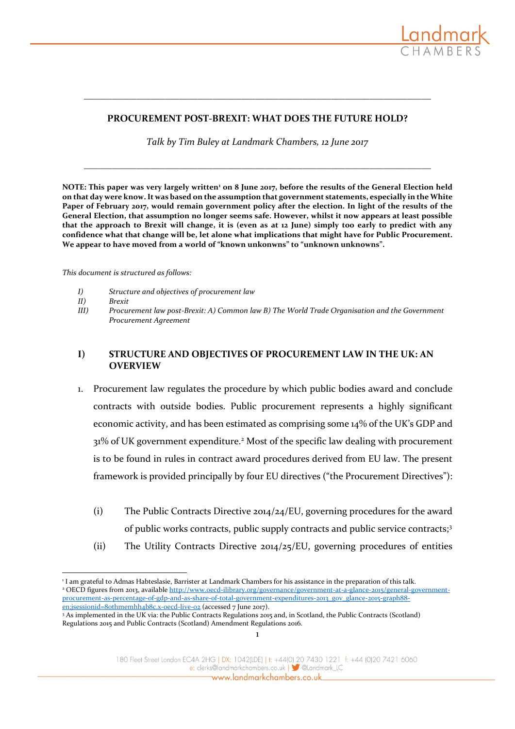# PROCUREMENT POST-BREXIT: WHAT DOES THE FUTURE HOLD?

*Talk by Tim Buley at Landmark Chambers, 12 June 2017*

**NOTE: This paper was very largely written[1] on 8 June 2017, before the results of the General Election held on that day were know. It was based on the assumption that government statements, especially in the White Paper of February 2017, would remain government policy after the election. In light of the results of the General Election, that assumption no longer seems safe. However, whilst it now appears at least possible that the approach to Brexit will change, it is (even as at 12 June) simply too early to predict with any confidence what that change will be, let alone what implications that might have for Public Procurement. We appear to have moved from a world of "known unkonwns" to "unknown unknowns".**

*This document is structured as follows:*

- *I) Structure and objectives of procurement law*
- *II) Brexit*
- *III) Procurement law post-Brexit: A) Common law B) The World Trade Organisation and the Government Procurement Agreement*

## I) STRUCTURE AND OBJECTIVES OF PROCUREMENT LAW IN THE UK: AN OVERVIEW

1. Procurement law regulates the procedure by which public bodies award and conclude contracts with outside bodies. Public procurement represents a highly significant economic activity, and has been estimated as comprising some 14% of the UK's GDP and 31% of UK government expenditure.[2] Most of the specific law dealing with procurement is to be found in rules in contract award procedures derived from EU law. The present framework is provided principally by four EU directives ("the Procurement Directives"):

   (i) The Public Contracts Directive 2014/24/EU, governing procedures for the award of public works contracts, public supply contracts and public service contracts;[3]

   (ii) The Utility Contracts Directive 2014/25/EU, governing procedures of entities

---

[1] I am grateful to Admas Habteslasie, Barrister at Landmark Chambers for his assistance in the preparation of this talk.

[2] OECD figures from 2013, available http://www.oecd-ilibrary.org/governance/government-at-a-glance-2015/general-government-procurement-as-percentage-of-gdp-and-as-share-of-total-government-expenditures-2013_gov_glance-2015-graph88-en;jsessionid=80thmemhh4b8c.x-oecd-live-02 (accessed 7 June 2017).

[3] As implemented in the UK via: the Public Contracts Regulations 2015 and, in Scotland, the Public Contracts (Scotland) Regulations 2015 and Public Contracts (Scotland) Amendment Regulations 2016.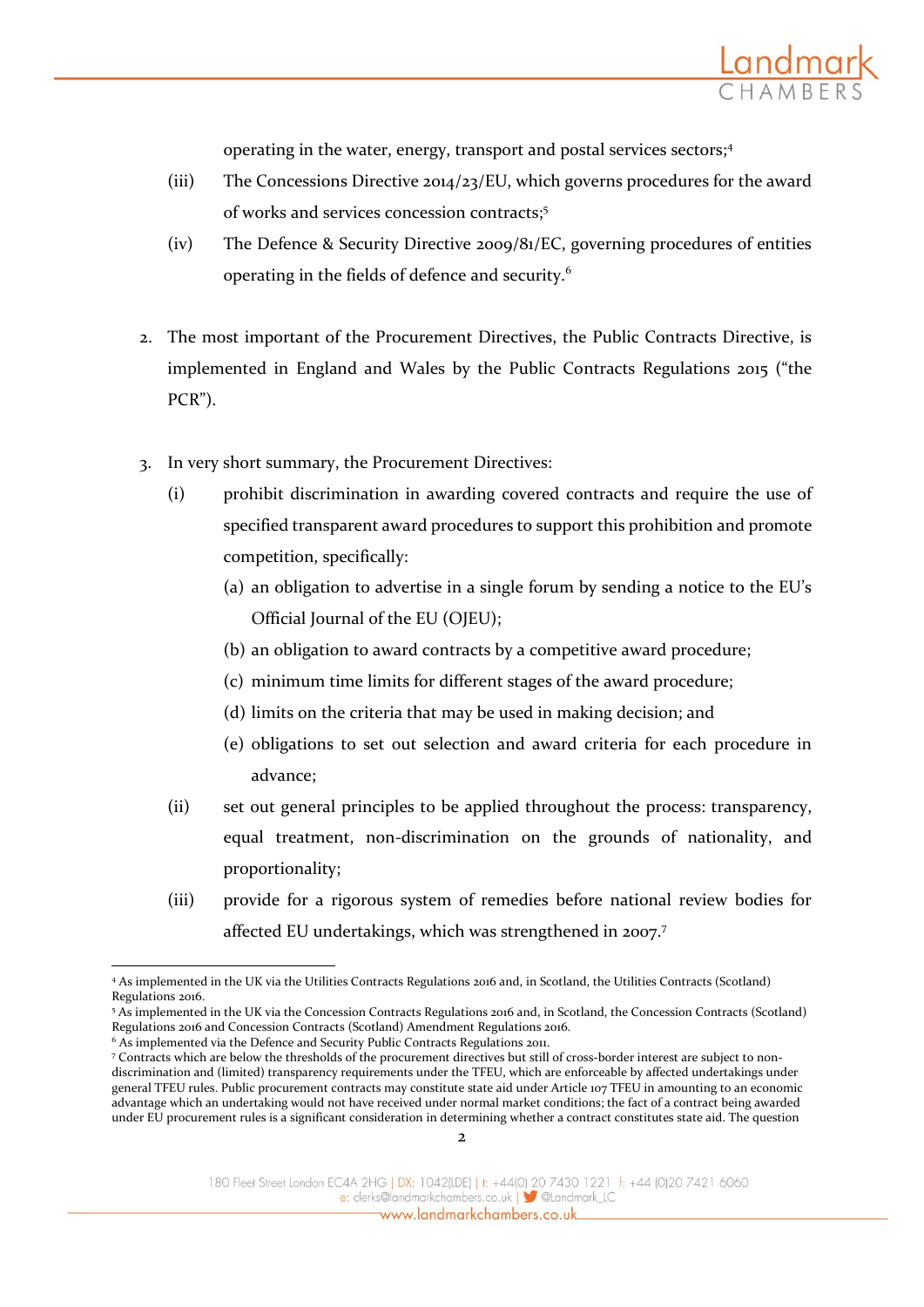operating in the water, energy, transport and postal services sectors;[4]

(iii) The Concessions Directive 2014/23/EU, which governs procedures for the award of works and services concession contracts;[5]

(iv) The Defence & Security Directive 2009/81/EC, governing procedures of entities operating in the fields of defence and security.[6]

2. The most important of the Procurement Directives, the Public Contracts Directive, is implemented in England and Wales by the Public Contracts Regulations 2015 ("the PCR").

3. In very short summary, the Procurement Directives:

   (i) prohibit discrimination in awarding covered contracts and require the use of specified transparent award procedures to support this prohibition and promote competition, specifically:

      (a) an obligation to advertise in a single forum by sending a notice to the EU's Official Journal of the EU (OJEU);

      (b) an obligation to award contracts by a competitive award procedure;

      (c) minimum time limits for different stages of the award procedure;

      (d) limits on the criteria that may be used in making decision; and

      (e) obligations to set out selection and award criteria for each procedure in advance;

   (ii) set out general principles to be applied throughout the process: transparency, equal treatment, non-discrimination on the grounds of nationality, and proportionality;

   (iii) provide for a rigorous system of remedies before national review bodies for affected EU undertakings, which was strengthened in 2007.[7]

---

[4] As implemented in the UK via the Utilities Contracts Regulations 2016 and, in Scotland, the Utilities Contracts (Scotland) Regulations 2016.

[5] As implemented in the UK via the Concession Contracts Regulations 2016 and, in Scotland, the Concession Contracts (Scotland) Regulations 2016 and Concession Contracts (Scotland) Amendment Regulations 2016.

[6] As implemented via the Defence and Security Public Contracts Regulations 2011.

[7] Contracts which are below the thresholds of the procurement directives but still of cross-border interest are subject to non-discrimination and (limited) transparency requirements under the TFEU, which are enforceable by affected undertakings under general TFEU rules. Public procurement contracts may constitute state aid under Article 107 TFEU in amounting to an economic advantage which an undertaking would not have received under normal market conditions; the fact of a contract being awarded under EU procurement rules is a significant consideration in determining whether a contract constitutes state aid. The question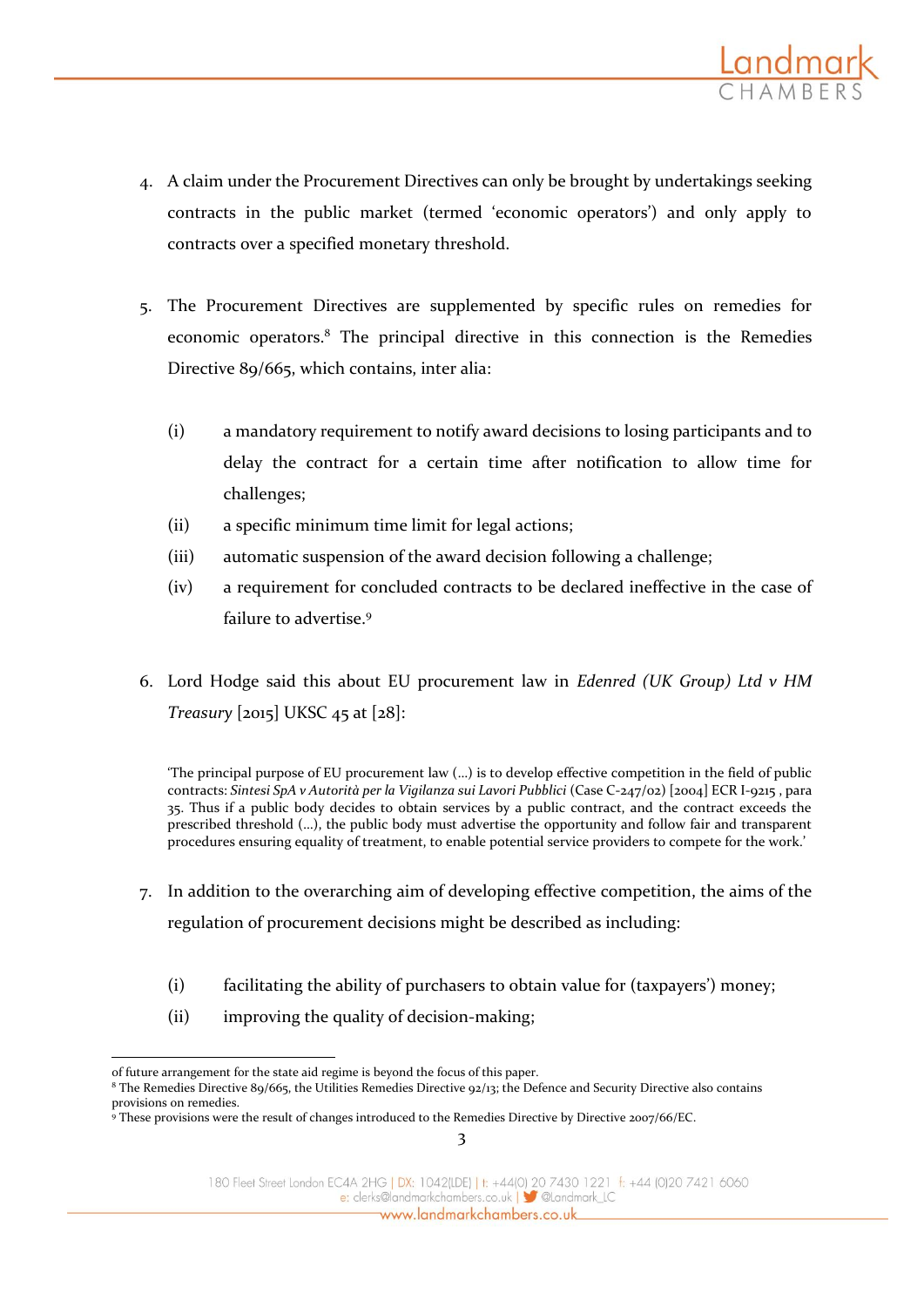4. A claim under the Procurement Directives can only be brought by undertakings seeking contracts in the public market (termed 'economic operators') and only apply to contracts over a specified monetary threshold.

5. The Procurement Directives are supplemented by specific rules on remedies for economic operators.[8] The principal directive in this connection is the Remedies Directive 89/665, which contains, inter alia:

   (i) a mandatory requirement to notify award decisions to losing participants and to delay the contract for a certain time after notification to allow time for challenges;

   (ii) a specific minimum time limit for legal actions;

   (iii) automatic suspension of the award decision following a challenge;

   (iv) a requirement for concluded contracts to be declared ineffective in the case of failure to advertise.[9]

6. Lord Hodge said this about EU procurement law in *Edenred (UK Group) Ltd v HM Treasury* [2015] UKSC 45 at [28]:

> 'The principal purpose of EU procurement law (…) is to develop effective competition in the field of public contracts: *Sintesi SpA v Autorità per la Vigilanza sui Lavori Pubblici* (Case C-247/02) [2004] ECR I-9215 , para 35. Thus if a public body decides to obtain services by a public contract, and the contract exceeds the prescribed threshold (…), the public body must advertise the opportunity and follow fair and transparent procedures ensuring equality of treatment, to enable potential service providers to compete for the work.'

7. In addition to the overarching aim of developing effective competition, the aims of the regulation of procurement decisions might be described as including:

   (i) facilitating the ability of purchasers to obtain value for (taxpayers') money;

   (ii) improving the quality of decision-making;

---

of future arrangement for the state aid regime is beyond the focus of this paper.

[8] The Remedies Directive 89/665, the Utilities Remedies Directive 92/13; the Defence and Security Directive also contains provisions on remedies.

[9] These provisions were the result of changes introduced to the Remedies Directive by Directive 2007/66/EC.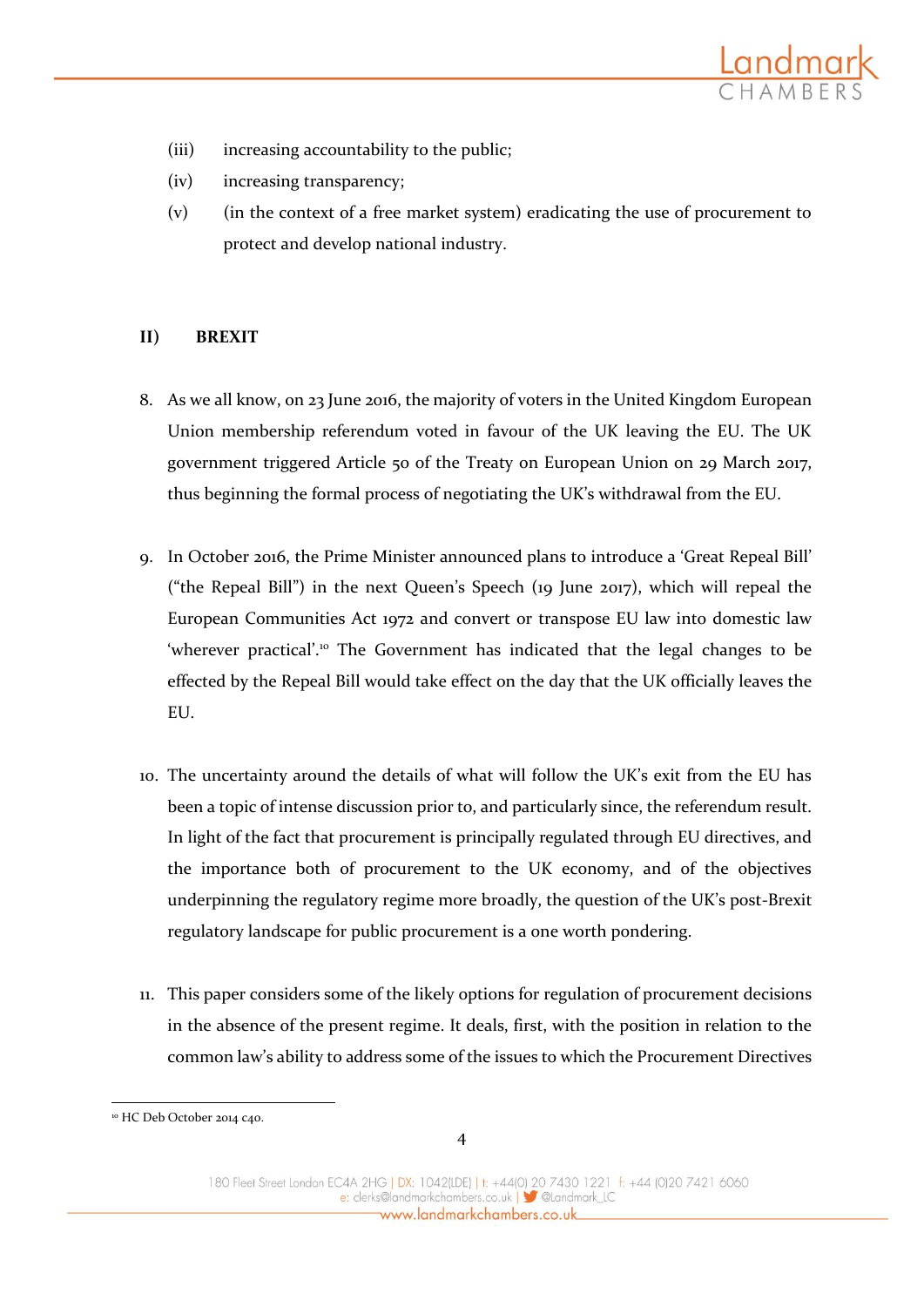(iii) increasing accountability to the public;

(iv) increasing transparency;

(v) (in the context of a free market system) eradicating the use of procurement to protect and develop national industry.

## II) BREXIT

8. As we all know, on 23 June 2016, the majority of voters in the United Kingdom European Union membership referendum voted in favour of the UK leaving the EU. The UK government triggered Article 50 of the Treaty on European Union on 29 March 2017, thus beginning the formal process of negotiating the UK's withdrawal from the EU.

9. In October 2016, the Prime Minister announced plans to introduce a 'Great Repeal Bill' ("the Repeal Bill") in the next Queen's Speech (19 June 2017), which will repeal the European Communities Act 1972 and convert or transpose EU law into domestic law 'wherever practical'.[10] The Government has indicated that the legal changes to be effected by the Repeal Bill would take effect on the day that the UK officially leaves the EU.

10. The uncertainty around the details of what will follow the UK's exit from the EU has been a topic of intense discussion prior to, and particularly since, the referendum result. In light of the fact that procurement is principally regulated through EU directives, and the importance both of procurement to the UK economy, and of the objectives underpinning the regulatory regime more broadly, the question of the UK's post-Brexit regulatory landscape for public procurement is a one worth pondering.

11. This paper considers some of the likely options for regulation of procurement decisions in the absence of the present regime. It deals, first, with the position in relation to the common law's ability to address some of the issues to which the Procurement Directives

---

[10] HC Deb October 2014 c40.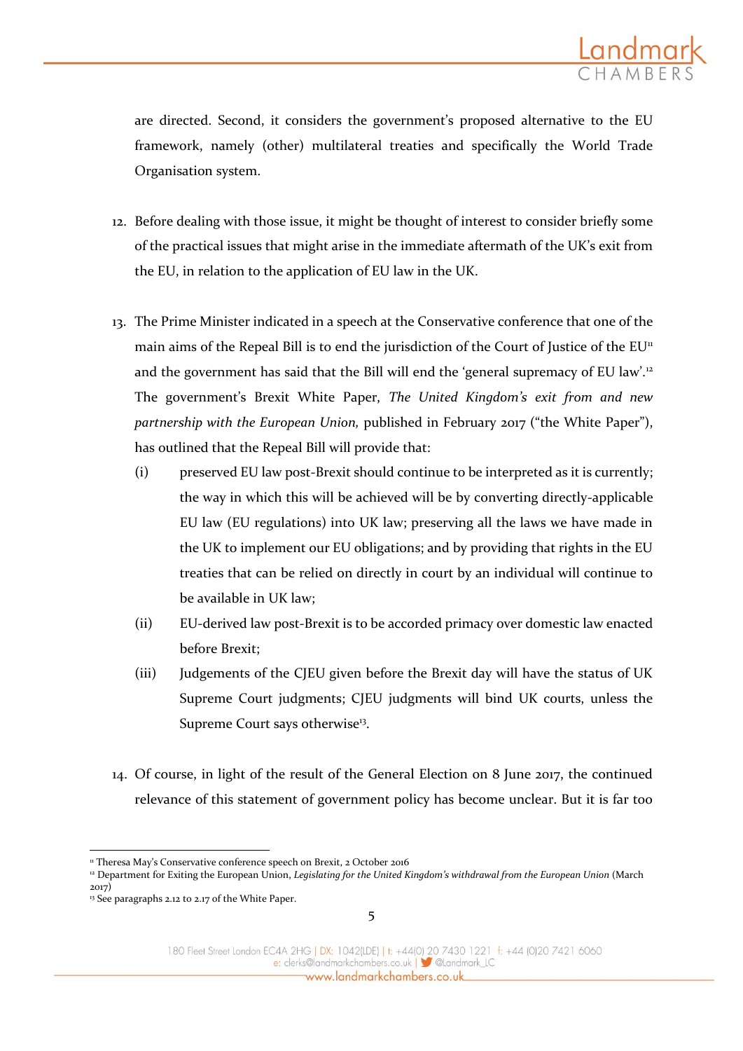are directed. Second, it considers the government's proposed alternative to the EU framework, namely (other) multilateral treaties and specifically the World Trade Organisation system.

12. Before dealing with those issue, it might be thought of interest to consider briefly some of the practical issues that might arise in the immediate aftermath of the UK's exit from the EU, in relation to the application of EU law in the UK.

13. The Prime Minister indicated in a speech at the Conservative conference that one of the main aims of the Repeal Bill is to end the jurisdiction of the Court of Justice of the EU[11] and the government has said that the Bill will end the 'general supremacy of EU law'.[12] The government's Brexit White Paper, *The United Kingdom's exit from and new partnership with the European Union,* published in February 2017 ("the White Paper"), has outlined that the Repeal Bill will provide that:
    (i) preserved EU law post-Brexit should continue to be interpreted as it is currently; the way in which this will be achieved will be by converting directly-applicable EU law (EU regulations) into UK law; preserving all the laws we have made in the UK to implement our EU obligations; and by providing that rights in the EU treaties that can be relied on directly in court by an individual will continue to be available in UK law;
    (ii) EU-derived law post-Brexit is to be accorded primacy over domestic law enacted before Brexit;
    (iii) Judgements of the CJEU given before the Brexit day will have the status of UK Supreme Court judgments; CJEU judgments will bind UK courts, unless the Supreme Court says otherwise[13].

14. Of course, in light of the result of the General Election on 8 June 2017, the continued relevance of this statement of government policy has become unclear. But it is far too

[11] Theresa May's Conservative conference speech on Brexit, 2 October 2016

[12] Department for Exiting the European Union, *Legislating for the United Kingdom's withdrawal from the European Union* (March 2017)

[13] See paragraphs 2.12 to 2.17 of the White Paper.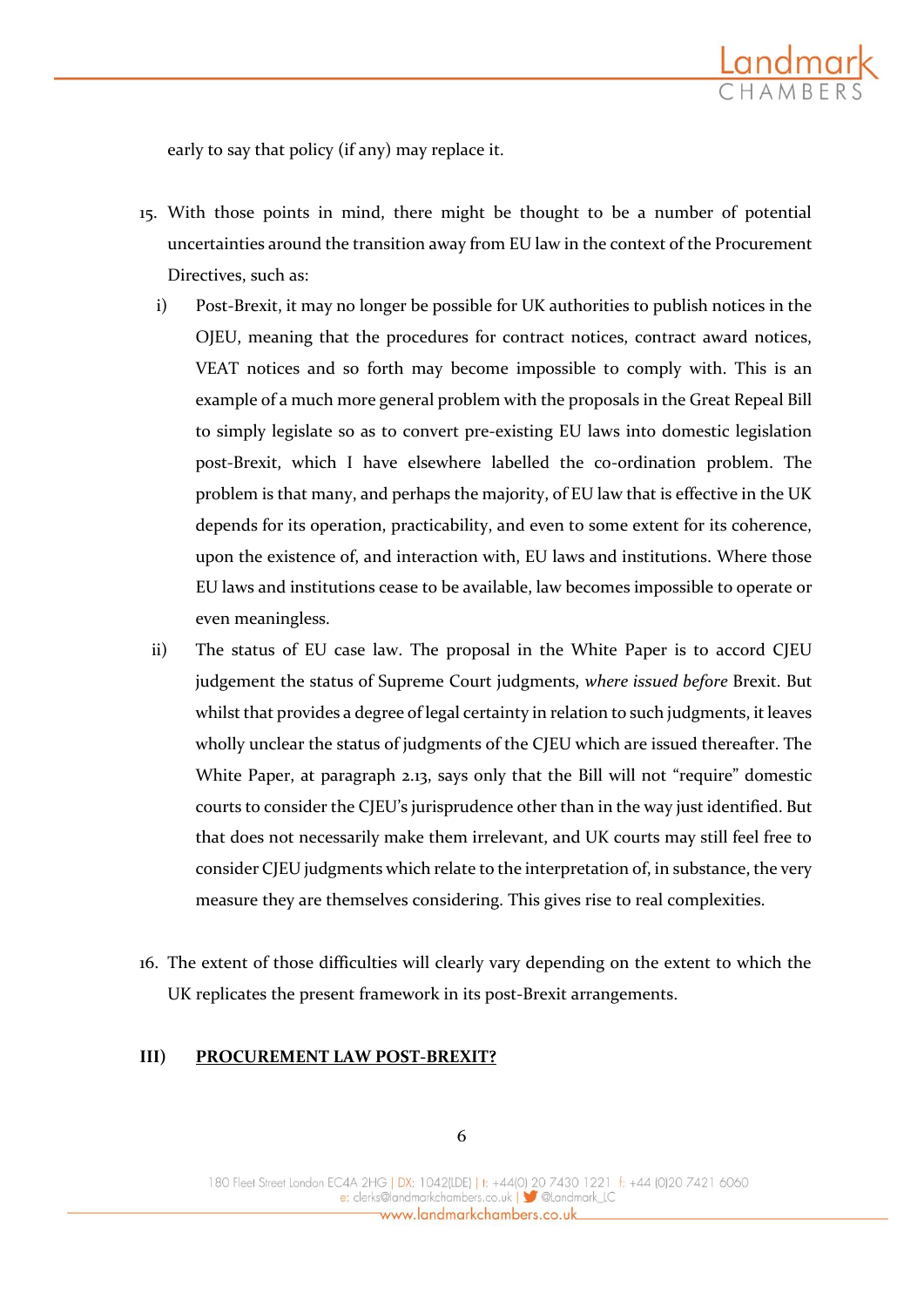early to say that policy (if any) may replace it.

15. With those points in mind, there might be thought to be a number of potential uncertainties around the transition away from EU law in the context of the Procurement Directives, such as:

    i) Post-Brexit, it may no longer be possible for UK authorities to publish notices in the OJEU, meaning that the procedures for contract notices, contract award notices, VEAT notices and so forth may become impossible to comply with. This is an example of a much more general problem with the proposals in the Great Repeal Bill to simply legislate so as to convert pre-existing EU laws into domestic legislation post-Brexit, which I have elsewhere labelled the co-ordination problem. The problem is that many, and perhaps the majority, of EU law that is effective in the UK depends for its operation, practicability, and even to some extent for its coherence, upon the existence of, and interaction with, EU laws and institutions. Where those EU laws and institutions cease to be available, law becomes impossible to operate or even meaningless.

    ii) The status of EU case law. The proposal in the White Paper is to accord CJEU judgement the status of Supreme Court judgments, *where issued before* Brexit. But whilst that provides a degree of legal certainty in relation to such judgments, it leaves wholly unclear the status of judgments of the CJEU which are issued thereafter. The White Paper, at paragraph 2.13, says only that the Bill will not "require" domestic courts to consider the CJEU's jurisprudence other than in the way just identified. But that does not necessarily make them irrelevant, and UK courts may still feel free to consider CJEU judgments which relate to the interpretation of, in substance, the very measure they are themselves considering. This gives rise to real complexities.

16. The extent of those difficulties will clearly vary depending on the extent to which the UK replicates the present framework in its post-Brexit arrangements.

## III) <u>PROCUREMENT LAW POST-BREXIT?</u>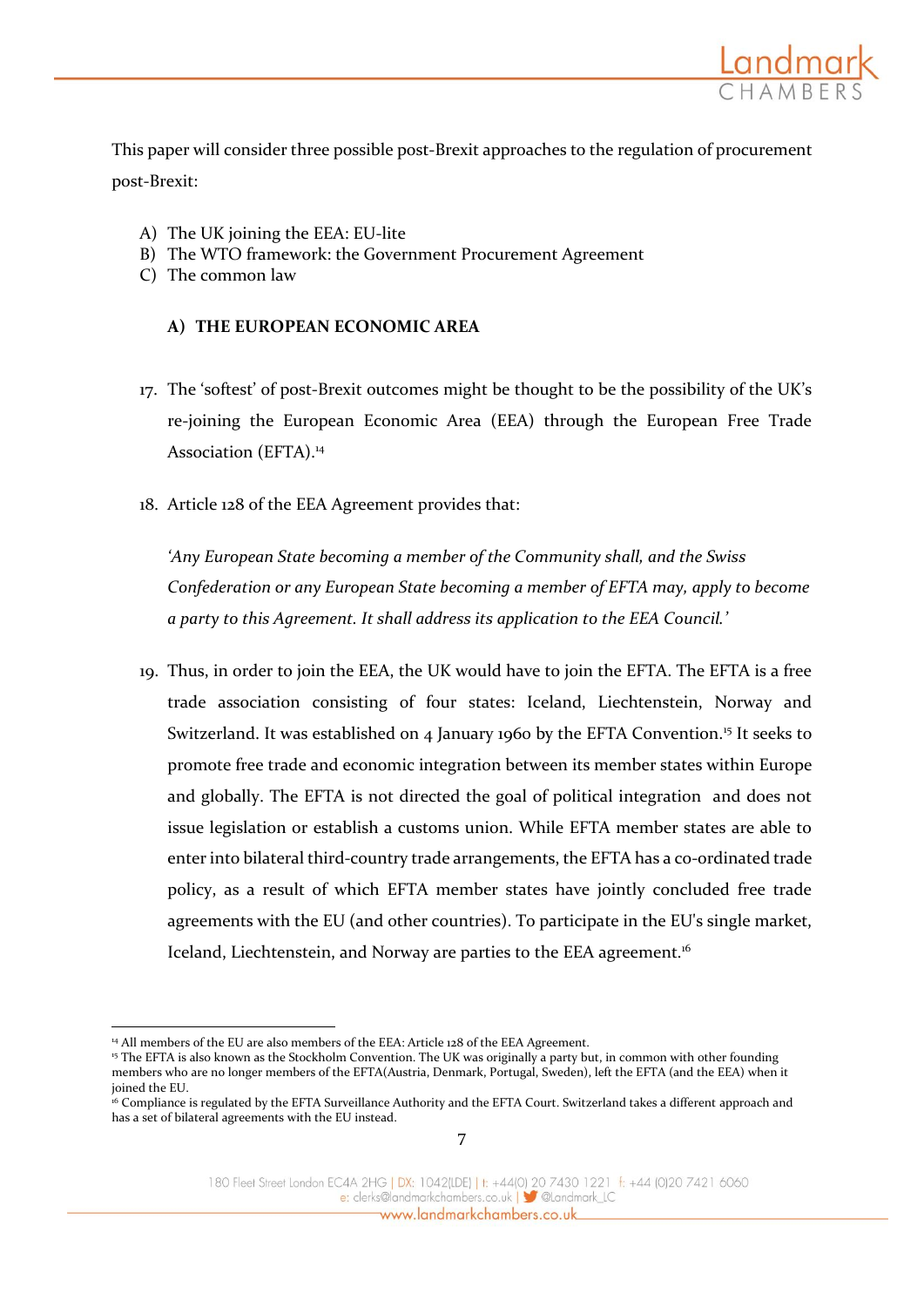This paper will consider three possible post-Brexit approaches to the regulation of procurement post-Brexit:

A) The UK joining the EEA: EU-lite
B) The WTO framework: the Government Procurement Agreement
C) The common law

### A) THE EUROPEAN ECONOMIC AREA

17. The 'softest' of post-Brexit outcomes might be thought to be the possibility of the UK's re-joining the European Economic Area (EEA) through the European Free Trade Association (EFTA).[14]

18. Article 128 of the EEA Agreement provides that:

*'Any European State becoming a member of the Community shall, and the Swiss Confederation or any European State becoming a member of EFTA may, apply to become a party to this Agreement. It shall address its application to the EEA Council.'*

19. Thus, in order to join the EEA, the UK would have to join the EFTA. The EFTA is a free trade association consisting of four states: Iceland, Liechtenstein, Norway and Switzerland. It was established on 4 January 1960 by the EFTA Convention.[15] It seeks to promote free trade and economic integration between its member states within Europe and globally. The EFTA is not directed the goal of political integration and does not issue legislation or establish a customs union. While EFTA member states are able to enter into bilateral third-country trade arrangements, the EFTA has a co-ordinated trade policy, as a result of which EFTA member states have jointly concluded free trade agreements with the EU (and other countries). To participate in the EU's single market, Iceland, Liechtenstein, and Norway are parties to the EEA agreement.[16]

---

[14] All members of the EU are also members of the EEA: Article 128 of the EEA Agreement.

[15] The EFTA is also known as the Stockholm Convention. The UK was originally a party but, in common with other founding members who are no longer members of the EFTA(Austria, Denmark, Portugal, Sweden), left the EFTA (and the EEA) when it joined the EU.

[16] Compliance is regulated by the EFTA Surveillance Authority and the EFTA Court. Switzerland takes a different approach and has a set of bilateral agreements with the EU instead.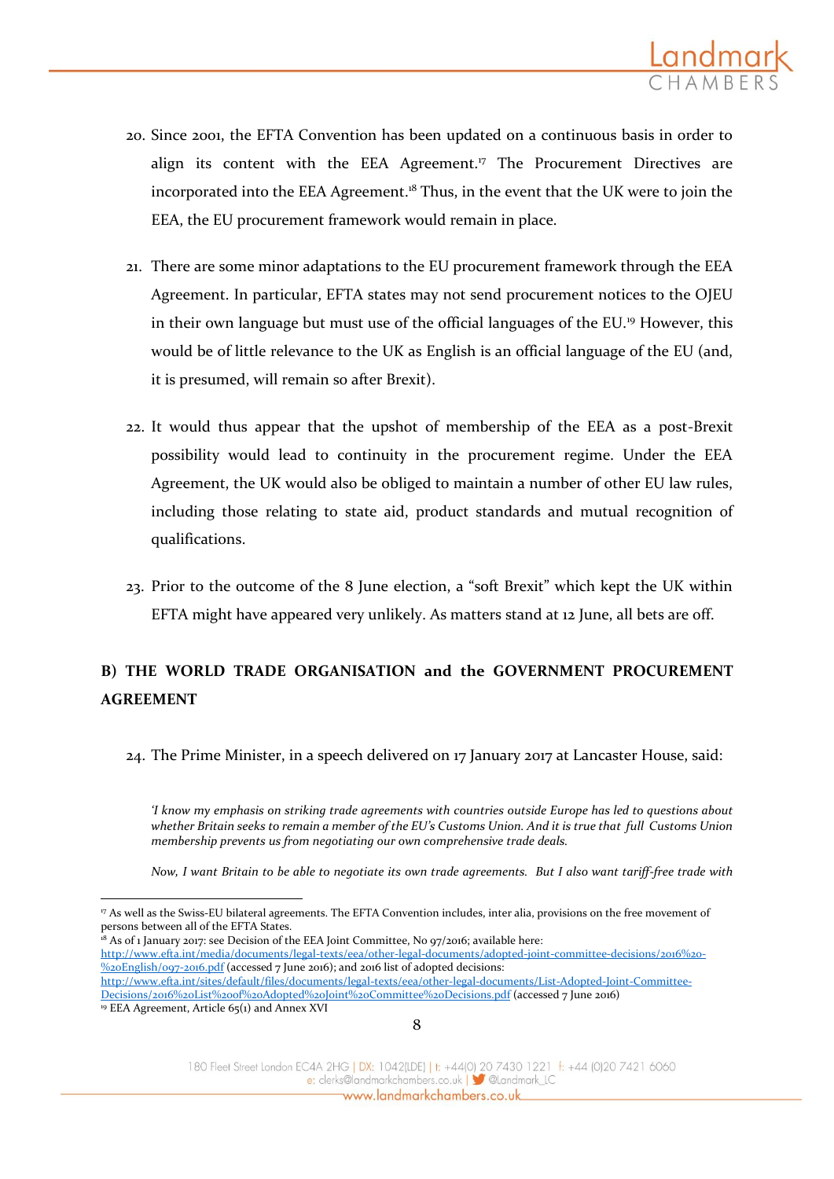20. Since 2001, the EFTA Convention has been updated on a continuous basis in order to align its content with the EEA Agreement.[17] The Procurement Directives are incorporated into the EEA Agreement.[18] Thus, in the event that the UK were to join the EEA, the EU procurement framework would remain in place.

21. There are some minor adaptations to the EU procurement framework through the EEA Agreement. In particular, EFTA states may not send procurement notices to the OJEU in their own language but must use of the official languages of the EU.[19] However, this would be of little relevance to the UK as English is an official language of the EU (and, it is presumed, will remain so after Brexit).

22. It would thus appear that the upshot of membership of the EEA as a post-Brexit possibility would lead to continuity in the procurement regime. Under the EEA Agreement, the UK would also be obliged to maintain a number of other EU law rules, including those relating to state aid, product standards and mutual recognition of qualifications.

23. Prior to the outcome of the 8 June election, a "soft Brexit" which kept the UK within EFTA might have appeared very unlikely. As matters stand at 12 June, all bets are off.

## B) THE WORLD TRADE ORGANISATION and the GOVERNMENT PROCUREMENT AGREEMENT

24. The Prime Minister, in a speech delivered on 17 January 2017 at Lancaster House, said:

> *'I know my emphasis on striking trade agreements with countries outside Europe has led to questions about whether Britain seeks to remain a member of the EU's Customs Union. And it is true that full Customs Union membership prevents us from negotiating our own comprehensive trade deals.*
>
> *Now, I want Britain to be able to negotiate its own trade agreements. But I also want tariff-free trade with*

---

[17] As well as the Swiss-EU bilateral agreements. The EFTA Convention includes, inter alia, provisions on the free movement of persons between all of the EFTA States.

[18] As of 1 January 2017: see Decision of the EEA Joint Committee, No 97/2016; available here: http://www.efta.int/media/documents/legal-texts/eea/other-legal-documents/adopted-joint-committee-decisions/2016%20-%20English/097-2016.pdf (accessed 7 June 2016); and 2016 list of adopted decisions: http://www.efta.int/sites/default/files/documents/legal-texts/eea/other-legal-documents/List-Adopted-Joint-Committee-Decisions/2016%20List%20of%20Adopted%20Joint%20Committee%20Decisions.pdf (accessed 7 June 2016)

[19] EEA Agreement, Article 65(1) and Annex XVI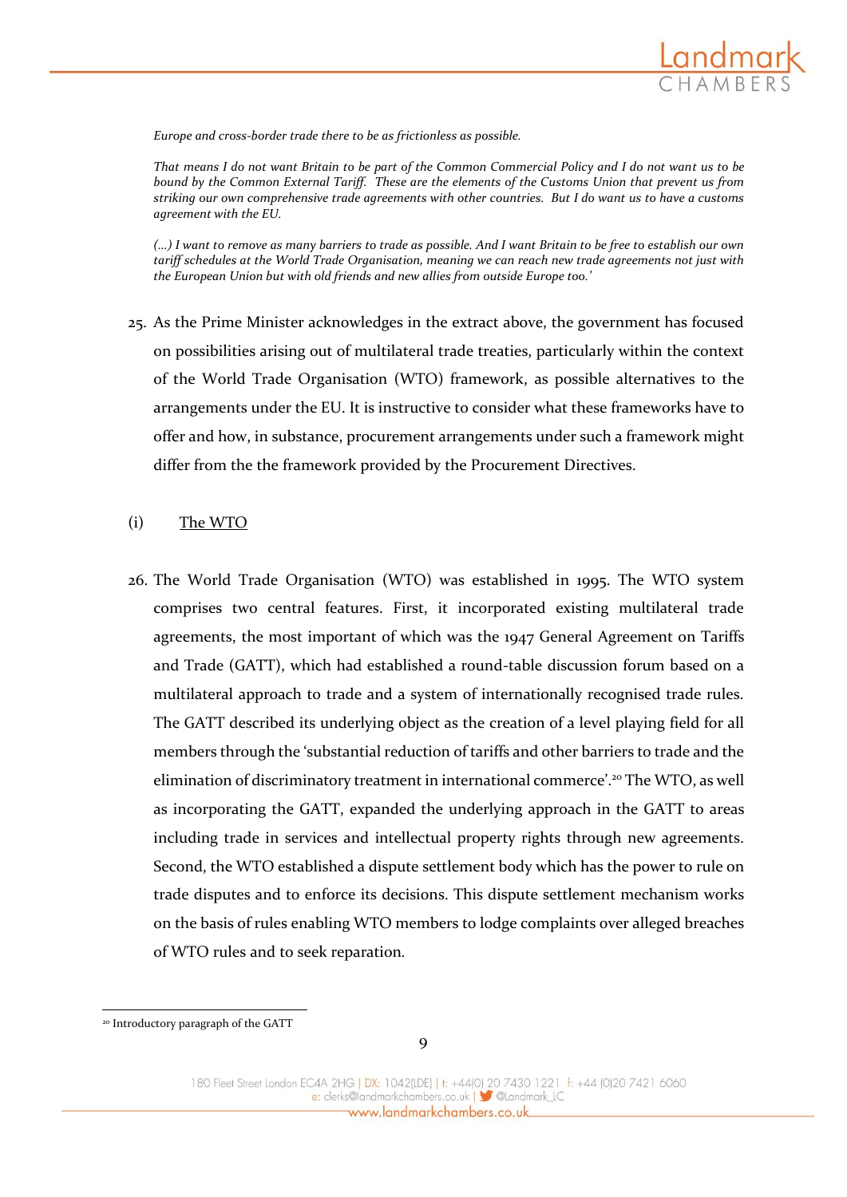*Europe and cross-border trade there to be as frictionless as possible.*

*That means I do not want Britain to be part of the Common Commercial Policy and I do not want us to be bound by the Common External Tariff. These are the elements of the Customs Union that prevent us from striking our own comprehensive trade agreements with other countries. But I do want us to have a customs agreement with the EU.*

*(...) I want to remove as many barriers to trade as possible. And I want Britain to be free to establish our own tariff schedules at the World Trade Organisation, meaning we can reach new trade agreements not just with the European Union but with old friends and new allies from outside Europe too.'*

25. As the Prime Minister acknowledges in the extract above, the government has focused on possibilities arising out of multilateral trade treaties, particularly within the context of the World Trade Organisation (WTO) framework, as possible alternatives to the arrangements under the EU. It is instructive to consider what these frameworks have to offer and how, in substance, procurement arrangements under such a framework might differ from the the framework provided by the Procurement Directives.

(i) The WTO

26. The World Trade Organisation (WTO) was established in 1995. The WTO system comprises two central features. First, it incorporated existing multilateral trade agreements, the most important of which was the 1947 General Agreement on Tariffs and Trade (GATT), which had established a round-table discussion forum based on a multilateral approach to trade and a system of internationally recognised trade rules. The GATT described its underlying object as the creation of a level playing field for all members through the 'substantial reduction of tariffs and other barriers to trade and the elimination of discriminatory treatment in international commerce'.[20] The WTO, as well as incorporating the GATT, expanded the underlying approach in the GATT to areas including trade in services and intellectual property rights through new agreements. Second, the WTO established a dispute settlement body which has the power to rule on trade disputes and to enforce its decisions. This dispute settlement mechanism works on the basis of rules enabling WTO members to lodge complaints over alleged breaches of WTO rules and to seek reparation.

[20] Introductory paragraph of the GATT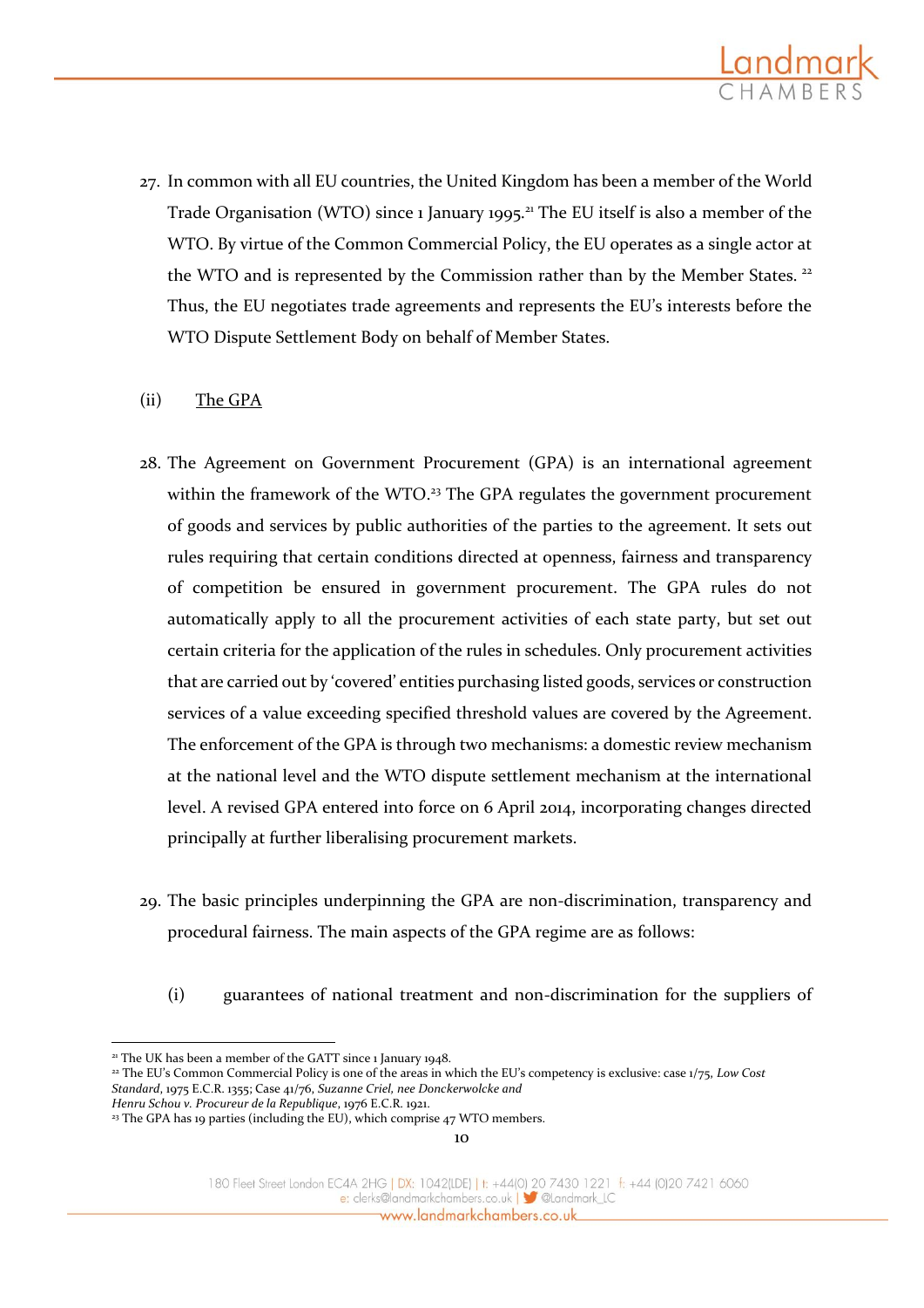27. In common with all EU countries, the United Kingdom has been a member of the World Trade Organisation (WTO) since 1 January 1995.[21] The EU itself is also a member of the WTO. By virtue of the Common Commercial Policy, the EU operates as a single actor at the WTO and is represented by the Commission rather than by the Member States.[22] Thus, the EU negotiates trade agreements and represents the EU's interests before the WTO Dispute Settlement Body on behalf of Member States.

(ii) <u>The GPA</u>

28. The Agreement on Government Procurement (GPA) is an international agreement within the framework of the WTO.[23] The GPA regulates the government procurement of goods and services by public authorities of the parties to the agreement. It sets out rules requiring that certain conditions directed at openness, fairness and transparency of competition be ensured in government procurement. The GPA rules do not automatically apply to all the procurement activities of each state party, but set out certain criteria for the application of the rules in schedules. Only procurement activities that are carried out by 'covered' entities purchasing listed goods, services or construction services of a value exceeding specified threshold values are covered by the Agreement. The enforcement of the GPA is through two mechanisms: a domestic review mechanism at the national level and the WTO dispute settlement mechanism at the international level. A revised GPA entered into force on 6 April 2014, incorporating changes directed principally at further liberalising procurement markets.

29. The basic principles underpinning the GPA are non-discrimination, transparency and procedural fairness. The main aspects of the GPA regime are as follows:

    (i) guarantees of national treatment and non-discrimination for the suppliers of

---

[21] The UK has been a member of the GATT since 1 January 1948.

[22] The EU's Common Commercial Policy is one of the areas in which the EU's competency is exclusive: case 1/75, *Low Cost Standard*, 1975 E.C.R. 1355; Case 41/76, *Suzanne Criel, nee Donckerwolcke and Henru Schou v. Procureur de la Republique*, 1976 E.C.R. 1921.

[23] The GPA has 19 parties (including the EU), which comprise 47 WTO members.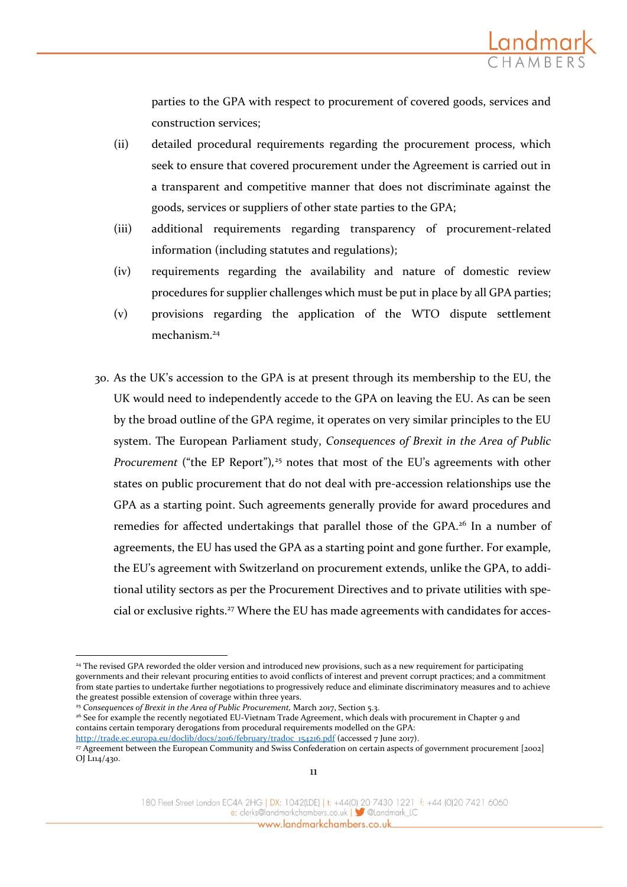parties to the GPA with respect to procurement of covered goods, services and construction services;

(ii) detailed procedural requirements regarding the procurement process, which seek to ensure that covered procurement under the Agreement is carried out in a transparent and competitive manner that does not discriminate against the goods, services or suppliers of other state parties to the GPA;

(iii) additional requirements regarding transparency of procurement-related information (including statutes and regulations);

(iv) requirements regarding the availability and nature of domestic review procedures for supplier challenges which must be put in place by all GPA parties;

(v) provisions regarding the application of the WTO dispute settlement mechanism.[24]

30. As the UK's accession to the GPA is at present through its membership to the EU, the UK would need to independently accede to the GPA on leaving the EU. As can be seen by the broad outline of the GPA regime, it operates on very similar principles to the EU system. The European Parliament study, *Consequences of Brexit in the Area of Public Procurement* ("the EP Report"),[25] notes that most of the EU's agreements with other states on public procurement that do not deal with pre-accession relationships use the GPA as a starting point. Such agreements generally provide for award procedures and remedies for affected undertakings that parallel those of the GPA.[26] In a number of agreements, the EU has used the GPA as a starting point and gone further. For example, the EU's agreement with Switzerland on procurement extends, unlike the GPA, to additional utility sectors as per the Procurement Directives and to private utilities with special or exclusive rights.[27] Where the EU has made agreements with candidates for acces-

---

[24] The revised GPA reworded the older version and introduced new provisions, such as a new requirement for participating governments and their relevant procuring entities to avoid conflicts of interest and prevent corrupt practices; and a commitment from state parties to undertake further negotiations to progressively reduce and eliminate discriminatory measures and to achieve the greatest possible extension of coverage within three years.

[25] *Consequences of Brexit in the Area of Public Procurement,* March 2017, Section 5.3.

[26] See for example the recently negotiated EU-Vietnam Trade Agreement, which deals with procurement in Chapter 9 and contains certain temporary derogations from procedural requirements modelled on the GPA: http://trade.ec.europa.eu/doclib/docs/2016/february/tradoc_154216.pdf (accessed 7 June 2017).

[27] Agreement between the European Community and Swiss Confederation on certain aspects of government procurement [2002] OJ L114/430.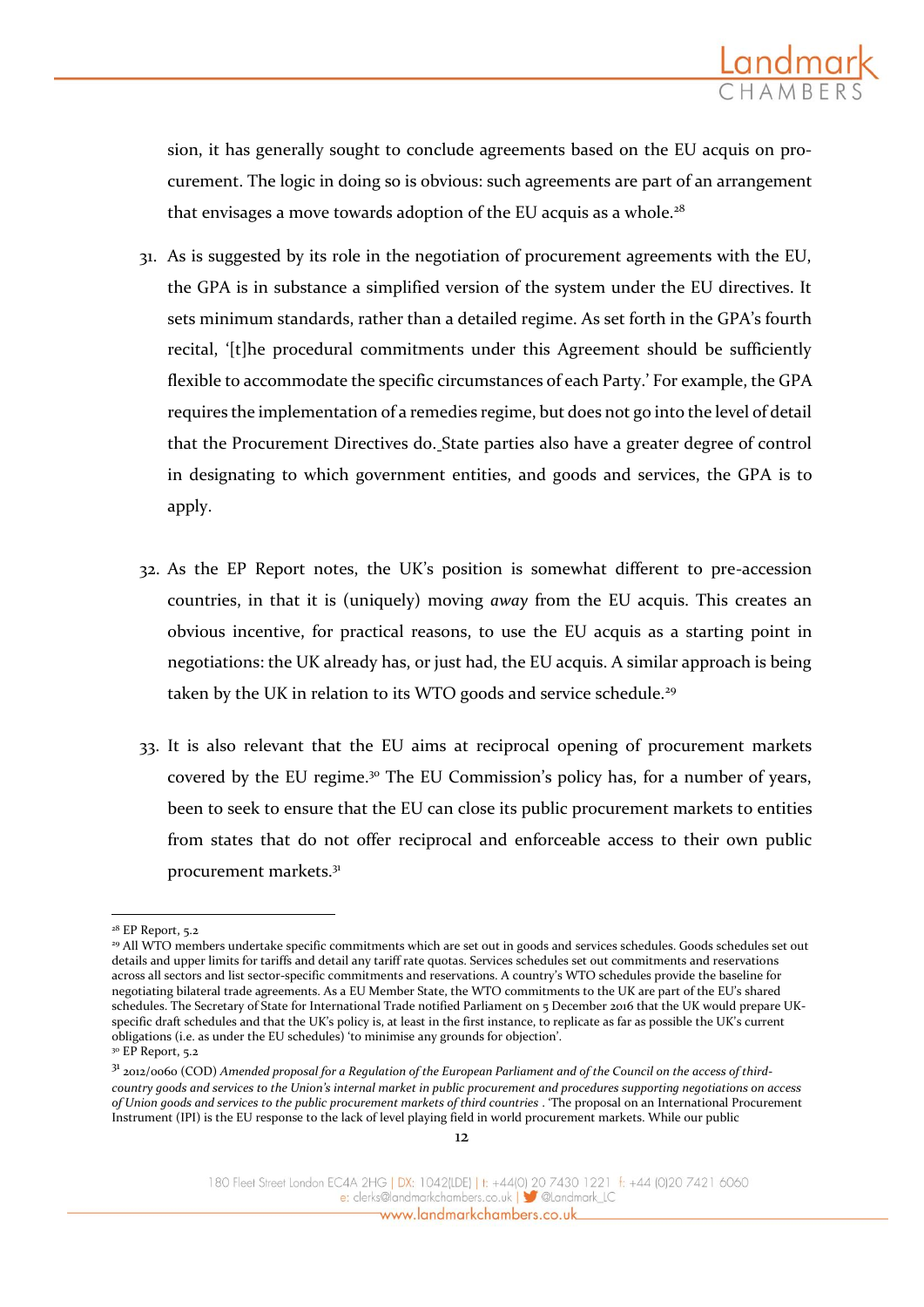sion, it has generally sought to conclude agreements based on the EU acquis on procurement. The logic in doing so is obvious: such agreements are part of an arrangement that envisages a move towards adoption of the EU acquis as a whole.[28]

31. As is suggested by its role in the negotiation of procurement agreements with the EU, the GPA is in substance a simplified version of the system under the EU directives. It sets minimum standards, rather than a detailed regime. As set forth in the GPA's fourth recital, '[t]he procedural commitments under this Agreement should be sufficiently flexible to accommodate the specific circumstances of each Party.' For example, the GPA requires the implementation of a remedies regime, but does not go into the level of detail that the Procurement Directives do. State parties also have a greater degree of control in designating to which government entities, and goods and services, the GPA is to apply.

32. As the EP Report notes, the UK's position is somewhat different to pre-accession countries, in that it is (uniquely) moving *away* from the EU acquis. This creates an obvious incentive, for practical reasons, to use the EU acquis as a starting point in negotiations: the UK already has, or just had, the EU acquis. A similar approach is being taken by the UK in relation to its WTO goods and service schedule.[29]

33. It is also relevant that the EU aims at reciprocal opening of procurement markets covered by the EU regime.[30] The EU Commission's policy has, for a number of years, been to seek to ensure that the EU can close its public procurement markets to entities from states that do not offer reciprocal and enforceable access to their own public procurement markets.[31]

---

[28] EP Report, 5.2

[29] All WTO members undertake specific commitments which are set out in goods and services schedules. Goods schedules set out details and upper limits for tariffs and detail any tariff rate quotas. Services schedules set out commitments and reservations across all sectors and list sector-specific commitments and reservations. A country's WTO schedules provide the baseline for negotiating bilateral trade agreements. As a EU Member State, the WTO commitments to the UK are part of the EU's shared schedules. The Secretary of State for International Trade notified Parliament on 5 December 2016 that the UK would prepare UK-specific draft schedules and that the UK's policy is, at least in the first instance, to replicate as far as possible the UK's current obligations (i.e. as under the EU schedules) 'to minimise any grounds for objection'.

[30] EP Report, 5.2

[31] 2012/0060 (COD) *Amended proposal for a Regulation of the European Parliament and of the Council on the access of third-country goods and services to the Union's internal market in public procurement and procedures supporting negotiations on access of Union goods and services to the public procurement markets of third countries* . 'The proposal on an International Procurement Instrument (IPI) is the EU response to the lack of level playing field in world procurement markets. While our public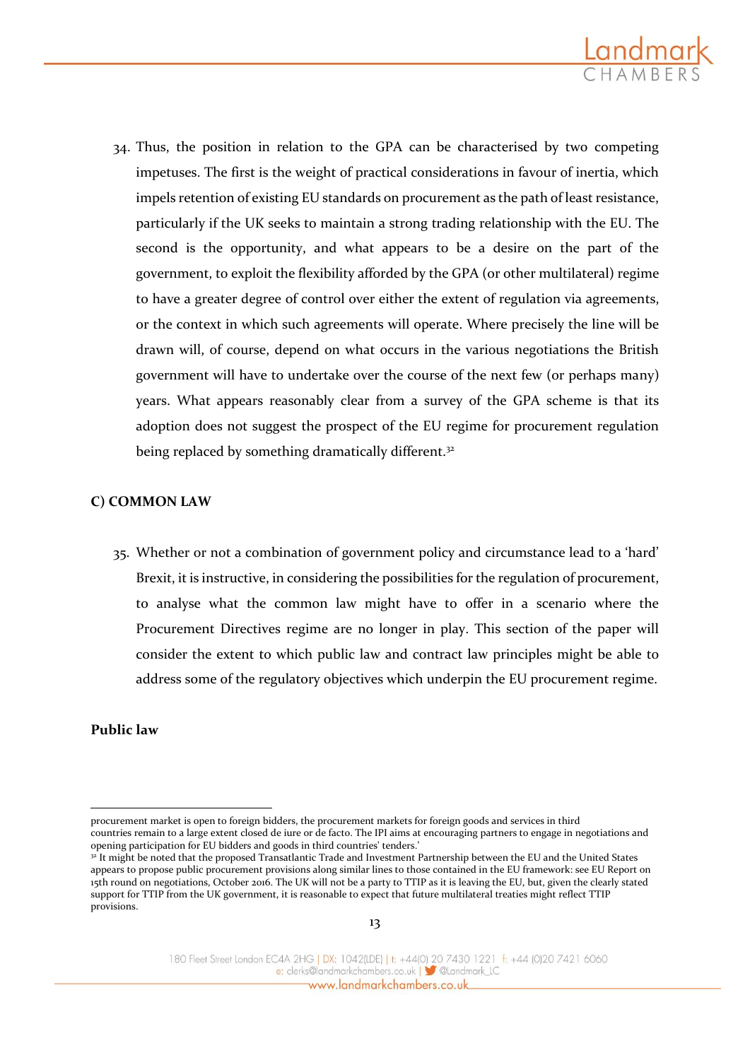34. Thus, the position in relation to the GPA can be characterised by two competing impetuses. The first is the weight of practical considerations in favour of inertia, which impels retention of existing EU standards on procurement as the path of least resistance, particularly if the UK seeks to maintain a strong trading relationship with the EU. The second is the opportunity, and what appears to be a desire on the part of the government, to exploit the flexibility afforded by the GPA (or other multilateral) regime to have a greater degree of control over either the extent of regulation via agreements, or the context in which such agreements will operate. Where precisely the line will be drawn will, of course, depend on what occurs in the various negotiations the British government will have to undertake over the course of the next few (or perhaps many) years. What appears reasonably clear from a survey of the GPA scheme is that its adoption does not suggest the prospect of the EU regime for procurement regulation being replaced by something dramatically different.[32]

## C) COMMON LAW

35. Whether or not a combination of government policy and circumstance lead to a 'hard' Brexit, it is instructive, in considering the possibilities for the regulation of procurement, to analyse what the common law might have to offer in a scenario where the Procurement Directives regime are no longer in play. This section of the paper will consider the extent to which public law and contract law principles might be able to address some of the regulatory objectives which underpin the EU procurement regime.

### Public law

---

procurement market is open to foreign bidders, the procurement markets for foreign goods and services in third countries remain to a large extent closed de iure or de facto. The IPI aims at encouraging partners to engage in negotiations and opening participation for EU bidders and goods in third countries' tenders.'

[32] It might be noted that the proposed Transatlantic Trade and Investment Partnership between the EU and the United States appears to propose public procurement provisions along similar lines to those contained in the EU framework: see EU Report on 15th round on negotiations, October 2016. The UK will not be a party to TTIP as it is leaving the EU, but, given the clearly stated support for TTIP from the UK government, it is reasonable to expect that future multilateral treaties might reflect TTIP provisions.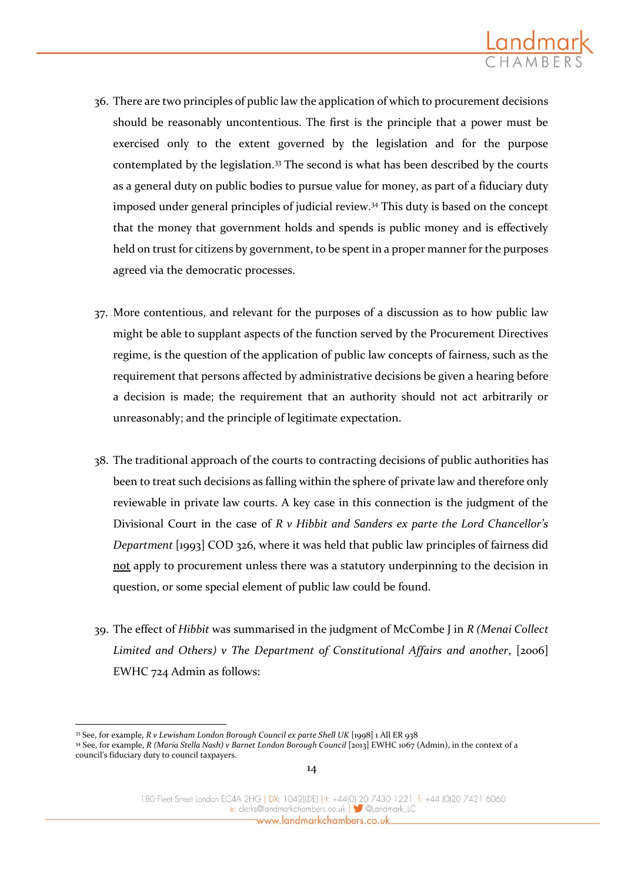36. There are two principles of public law the application of which to procurement decisions should be reasonably uncontentious. The first is the principle that a power must be exercised only to the extent governed by the legislation and for the purpose contemplated by the legislation.[33] The second is what has been described by the courts as a general duty on public bodies to pursue value for money, as part of a fiduciary duty imposed under general principles of judicial review.[34] This duty is based on the concept that the money that government holds and spends is public money and is effectively held on trust for citizens by government, to be spent in a proper manner for the purposes agreed via the democratic processes.

37. More contentious, and relevant for the purposes of a discussion as to how public law might be able to supplant aspects of the function served by the Procurement Directives regime, is the question of the application of public law concepts of fairness, such as the requirement that persons affected by administrative decisions be given a hearing before a decision is made; the requirement that an authority should not act arbitrarily or unreasonably; and the principle of legitimate expectation.

38. The traditional approach of the courts to contracting decisions of public authorities has been to treat such decisions as falling within the sphere of private law and therefore only reviewable in private law courts. A key case in this connection is the judgment of the Divisional Court in the case of *R v Hibbit and Sanders ex parte the Lord Chancellor's Department* [1993] COD 326, where it was held that public law principles of fairness did <u>not</u> apply to procurement unless there was a statutory underpinning to the decision in question, or some special element of public law could be found.

39. The effect of *Hibbit* was summarised in the judgment of McCombe J in *R (Menai Collect Limited and Others) v The Department of Constitutional Affairs and another*, [2006] EWHC 724 Admin as follows:

[33] See, for example, *R v Lewisham London Borough Council ex parte Shell UK* [1998] 1 All ER 938

[34] See, for example, *R (Maria Stella Nash) v Barnet London Borough Council* [2013] EWHC 1067 (Admin), in the context of a council's fiduciary duty to council taxpayers.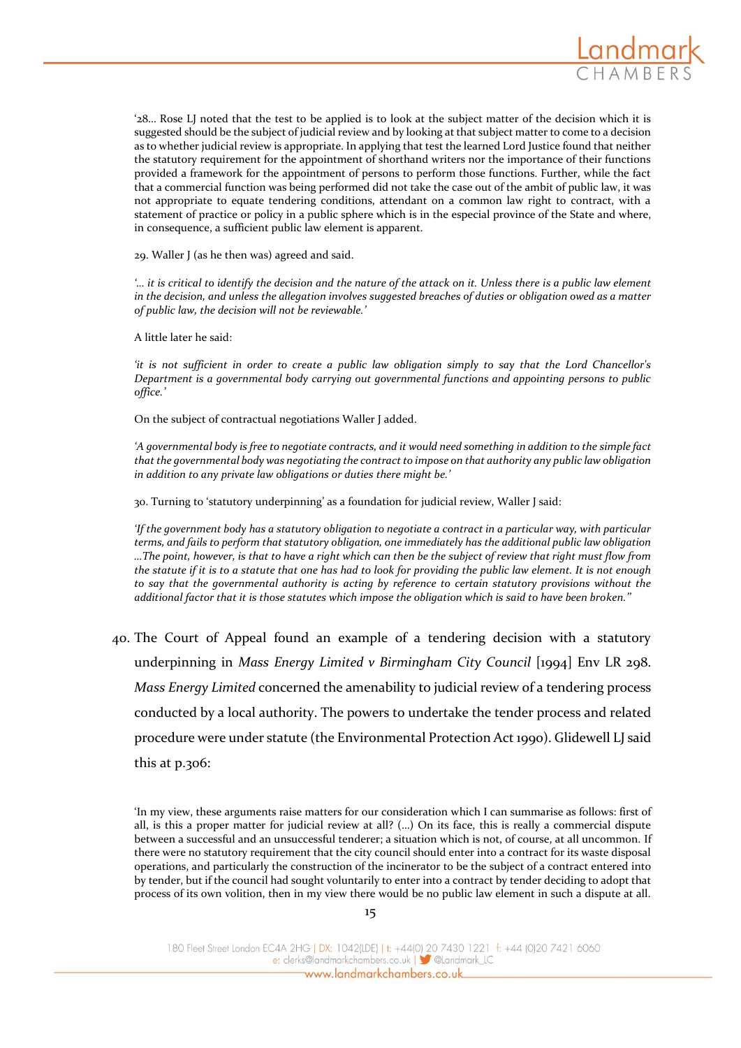'28... Rose LJ noted that the test to be applied is to look at the subject matter of the decision which it is suggested should be the subject of judicial review and by looking at that subject matter to come to a decision as to whether judicial review is appropriate. In applying that test the learned Lord Justice found that neither the statutory requirement for the appointment of shorthand writers nor the importance of their functions provided a framework for the appointment of persons to perform those functions. Further, while the fact that a commercial function was being performed did not take the case out of the ambit of public law, it was not appropriate to equate tendering conditions, attendant on a common law right to contract, with a statement of practice or policy in a public sphere which is in the especial province of the State and where, in consequence, a sufficient public law element is apparent.

29. Waller J (as he then was) agreed and said.

*'… it is critical to identify the decision and the nature of the attack on it. Unless there is a public law element in the decision, and unless the allegation involves suggested breaches of duties or obligation owed as a matter of public law, the decision will not be reviewable.'*

A little later he said:

*'it is not sufficient in order to create a public law obligation simply to say that the Lord Chancellor's Department is a governmental body carrying out governmental functions and appointing persons to public office.'*

On the subject of contractual negotiations Waller J added.

*'A governmental body is free to negotiate contracts, and it would need something in addition to the simple fact that the governmental body was negotiating the contract to impose on that authority any public law obligation in addition to any private law obligations or duties there might be.'*

30. Turning to 'statutory underpinning' as a foundation for judicial review, Waller J said:

*'If the government body has a statutory obligation to negotiate a contract in a particular way, with particular terms, and fails to perform that statutory obligation, one immediately has the additional public law obligation …The point, however, is that to have a right which can then be the subject of review that right must flow from the statute if it is to a statute that one has had to look for providing the public law element. It is not enough to say that the governmental authority is acting by reference to certain statutory provisions without the additional factor that it is those statutes which impose the obligation which is said to have been broken."*

40. The Court of Appeal found an example of a tendering decision with a statutory underpinning in *Mass Energy Limited v Birmingham City Council* [1994] Env LR 298. *Mass Energy Limited* concerned the amenability to judicial review of a tendering process conducted by a local authority. The powers to undertake the tender process and related procedure were under statute (the Environmental Protection Act 1990). Glidewell LJ said this at p.306:

'In my view, these arguments raise matters for our consideration which I can summarise as follows: first of all, is this a proper matter for judicial review at all? (…) On its face, this is really a commercial dispute between a successful and an unsuccessful tenderer; a situation which is not, of course, at all uncommon. If there were no statutory requirement that the city council should enter into a contract for its waste disposal operations, and particularly the construction of the incinerator to be the subject of a contract entered into by tender, but if the council had sought voluntarily to enter into a contract by tender deciding to adopt that process of its own volition, then in my view there would be no public law element in such a dispute at all.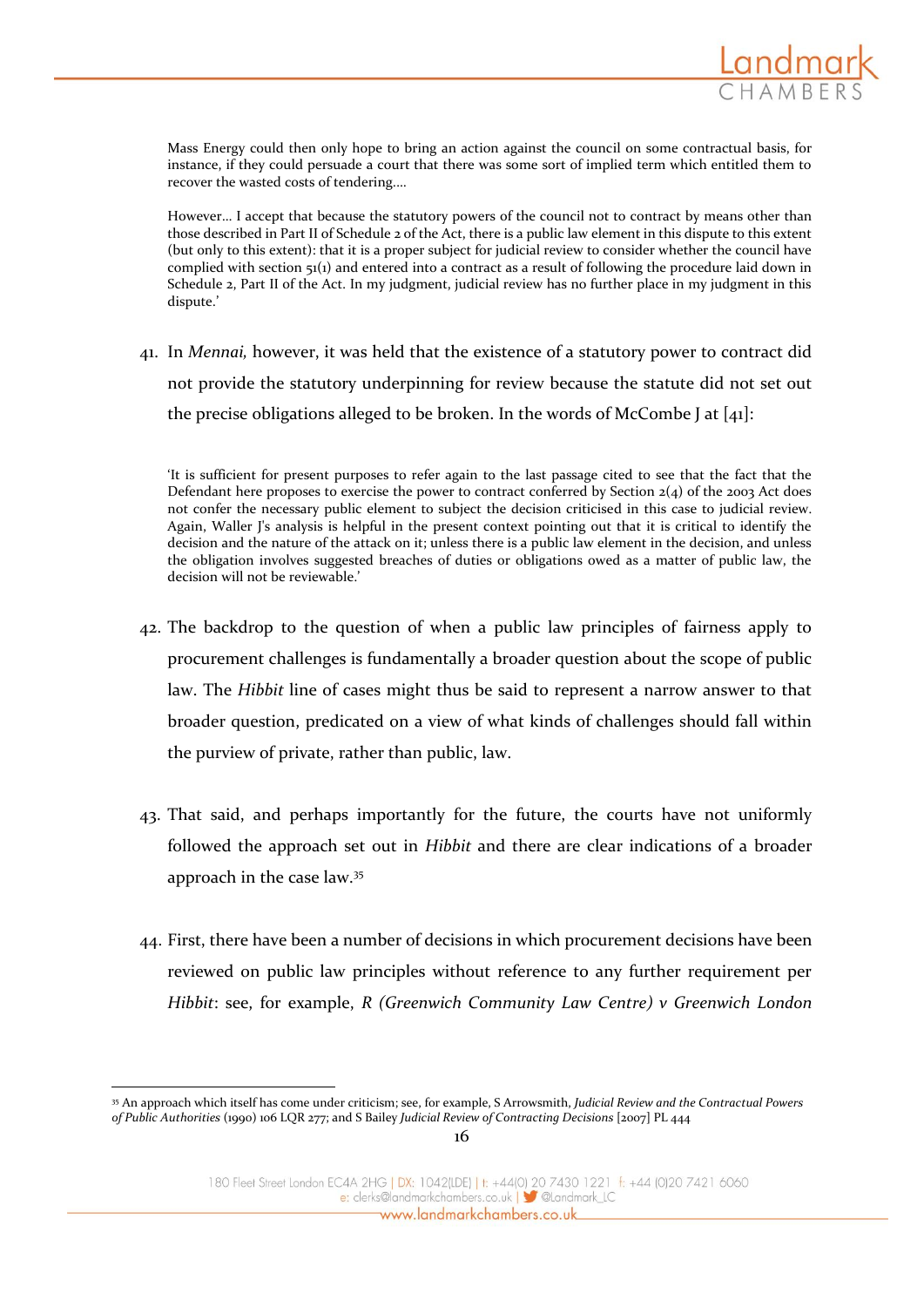> Mass Energy could then only hope to bring an action against the council on some contractual basis, for instance, if they could persuade a court that there was some sort of implied term which entitled them to recover the wasted costs of tendering….
>
> However… I accept that because the statutory powers of the council not to contract by means other than those described in Part II of Schedule 2 of the Act, there is a public law element in this dispute to this extent (but only to this extent): that it is a proper subject for judicial review to consider whether the council have complied with section 51(1) and entered into a contract as a result of following the procedure laid down in Schedule 2, Part II of the Act. In my judgment, judicial review has no further place in my judgment in this dispute.'

41. In *Mennai,* however, it was held that the existence of a statutory power to contract did not provide the statutory underpinning for review because the statute did not set out the precise obligations alleged to be broken. In the words of McCombe J at [41]:

> 'It is sufficient for present purposes to refer again to the last passage cited to see that the fact that the Defendant here proposes to exercise the power to contract conferred by Section 2(4) of the 2003 Act does not confer the necessary public element to subject the decision criticised in this case to judicial review. Again, Waller J's analysis is helpful in the present context pointing out that it is critical to identify the decision and the nature of the attack on it; unless there is a public law element in the decision, and unless the obligation involves suggested breaches of duties or obligations owed as a matter of public law, the decision will not be reviewable.'

42. The backdrop to the question of when a public law principles of fairness apply to procurement challenges is fundamentally a broader question about the scope of public law. The *Hibbit* line of cases might thus be said to represent a narrow answer to that broader question, predicated on a view of what kinds of challenges should fall within the purview of private, rather than public, law.

43. That said, and perhaps importantly for the future, the courts have not uniformly followed the approach set out in *Hibbit* and there are clear indications of a broader approach in the case law.[35]

44. First, there have been a number of decisions in which procurement decisions have been reviewed on public law principles without reference to any further requirement per *Hibbit*: see, for example, *R (Greenwich Community Law Centre) v Greenwich London*

[35] An approach which itself has come under criticism; see, for example, S Arrowsmith, *Judicial Review and the Contractual Powers of Public Authorities* (1990) 106 LQR 277; and S Bailey *Judicial Review of Contracting Decisions* [2007] PL 444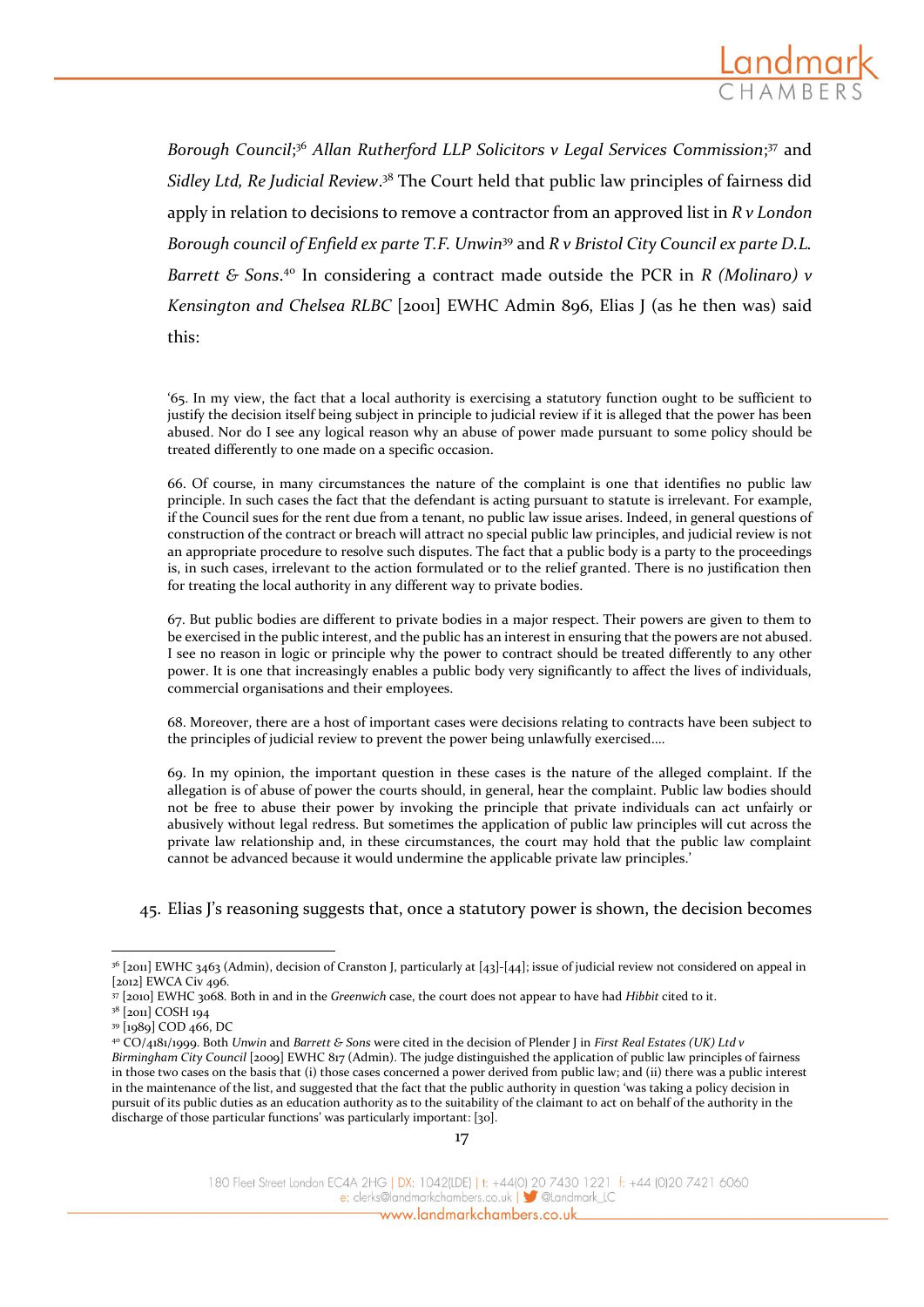*Borough Council*;[36] *Allan Rutherford LLP Solicitors v Legal Services Commission*;[37] and *Sidley Ltd, Re Judicial Review*.[38] The Court held that public law principles of fairness did apply in relation to decisions to remove a contractor from an approved list in *R v London Borough council of Enfield ex parte T.F. Unwin*[39] and *R v Bristol City Council ex parte D.L. Barrett & Sons*.[40] In considering a contract made outside the PCR in *R (Molinaro) v Kensington and Chelsea RLBC* [2001] EWHC Admin 896, Elias J (as he then was) said this:

> '65. In my view, the fact that a local authority is exercising a statutory function ought to be sufficient to justify the decision itself being subject in principle to judicial review if it is alleged that the power has been abused. Nor do I see any logical reason why an abuse of power made pursuant to some policy should be treated differently to one made on a specific occasion.
>
> 66. Of course, in many circumstances the nature of the complaint is one that identifies no public law principle. In such cases the fact that the defendant is acting pursuant to statute is irrelevant. For example, if the Council sues for the rent due from a tenant, no public law issue arises. Indeed, in general questions of construction of the contract or breach will attract no special public law principles, and judicial review is not an appropriate procedure to resolve such disputes. The fact that a public body is a party to the proceedings is, in such cases, irrelevant to the action formulated or to the relief granted. There is no justification then for treating the local authority in any different way to private bodies.
>
> 67. But public bodies are different to private bodies in a major respect. Their powers are given to them to be exercised in the public interest, and the public has an interest in ensuring that the powers are not abused. I see no reason in logic or principle why the power to contract should be treated differently to any other power. It is one that increasingly enables a public body very significantly to affect the lives of individuals, commercial organisations and their employees.
>
> 68. Moreover, there are a host of important cases were decisions relating to contracts have been subject to the principles of judicial review to prevent the power being unlawfully exercised….
>
> 69. In my opinion, the important question in these cases is the nature of the alleged complaint. If the allegation is of abuse of power the courts should, in general, hear the complaint. Public law bodies should not be free to abuse their power by invoking the principle that private individuals can act unfairly or abusively without legal redress. But sometimes the application of public law principles will cut across the private law relationship and, in these circumstances, the court may hold that the public law complaint cannot be advanced because it would undermine the applicable private law principles.'

45. Elias J's reasoning suggests that, once a statutory power is shown, the decision becomes

---

[36] [2011] EWHC 3463 (Admin), decision of Cranston J, particularly at [43]-[44]; issue of judicial review not considered on appeal in [2012] EWCA Civ 496.

[37] [2010] EWHC 3068. Both in and in the *Greenwich* case, the court does not appear to have had *Hibbit* cited to it.

[38] [2011] COSH 194

[39] [1989] COD 466, DC

[40] CO/4181/1999. Both *Unwin* and *Barrett & Sons* were cited in the decision of Plender J in *First Real Estates (UK) Ltd v Birmingham City Council* [2009] EWHC 817 (Admin). The judge distinguished the application of public law principles of fairness in those two cases on the basis that (i) those cases concerned a power derived from public law; and (ii) there was a public interest in the maintenance of the list, and suggested that the fact that the public authority in question 'was taking a policy decision in pursuit of its public duties as an education authority as to the suitability of the claimant to act on behalf of the authority in the discharge of those particular functions' was particularly important: [30].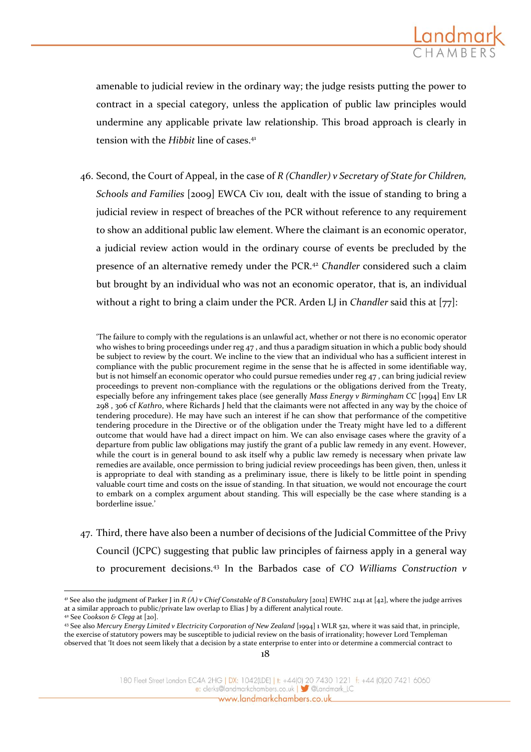amenable to judicial review in the ordinary way; the judge resists putting the power to contract in a special category, unless the application of public law principles would undermine any applicable private law relationship. This broad approach is clearly in tension with the *Hibbit* line of cases.[41]

46. Second, the Court of Appeal, in the case of *R (Chandler) v Secretary of State for Children, Schools and Families* [2009] EWCA Civ 1011*,* dealt with the issue of standing to bring a judicial review in respect of breaches of the PCR without reference to any requirement to show an additional public law element. Where the claimant is an economic operator, a judicial review action would in the ordinary course of events be precluded by the presence of an alternative remedy under the PCR.[42] *Chandler* considered such a claim but brought by an individual who was not an economic operator, that is, an individual without a right to bring a claim under the PCR. Arden LJ in *Chandler* said this at [77]:

> 'The failure to comply with the regulations is an unlawful act, whether or not there is no economic operator who wishes to bring proceedings under reg 47 , and thus a paradigm situation in which a public body should be subject to review by the court. We incline to the view that an individual who has a sufficient interest in compliance with the public procurement regime in the sense that he is affected in some identifiable way, but is not himself an economic operator who could pursue remedies under reg 47 , can bring judicial review proceedings to prevent non-compliance with the regulations or the obligations derived from the Treaty, especially before any infringement takes place (see generally *Mass Energy v Birmingham CC* [1994] Env LR 298 , 306 cf *Kathro*, where Richards J held that the claimants were not affected in any way by the choice of tendering procedure). He may have such an interest if he can show that performance of the competitive tendering procedure in the Directive or of the obligation under the Treaty might have led to a different outcome that would have had a direct impact on him. We can also envisage cases where the gravity of a departure from public law obligations may justify the grant of a public law remedy in any event. However, while the court is in general bound to ask itself why a public law remedy is necessary when private law remedies are available, once permission to bring judicial review proceedings has been given, then, unless it is appropriate to deal with standing as a preliminary issue, there is likely to be little point in spending valuable court time and costs on the issue of standing. In that situation, we would not encourage the court to embark on a complex argument about standing. This will especially be the case where standing is a borderline issue.'

47. Third, there have also been a number of decisions of the Judicial Committee of the Privy Council (JCPC) suggesting that public law principles of fairness apply in a general way to procurement decisions.[43] In the Barbados case of *CO Williams Construction v*

---

[41] See also the judgment of Parker J in *R (A) v Chief Constable of B Constabulary* [2012] EWHC 2141 at [42], where the judge arrives at a similar approach to public/private law overlap to Elias J by a different analytical route.

[42] See *Cookson & Clegg* at [20].

[43] See also *Mercury Energy Limited v Electricity Corporation of New Zealand* [1994] 1 WLR 521, where it was said that, in principle, the exercise of statutory powers may be susceptible to judicial review on the basis of irrationality; however Lord Templeman observed that 'It does not seem likely that a decision by a state enterprise to enter into or determine a commercial contract to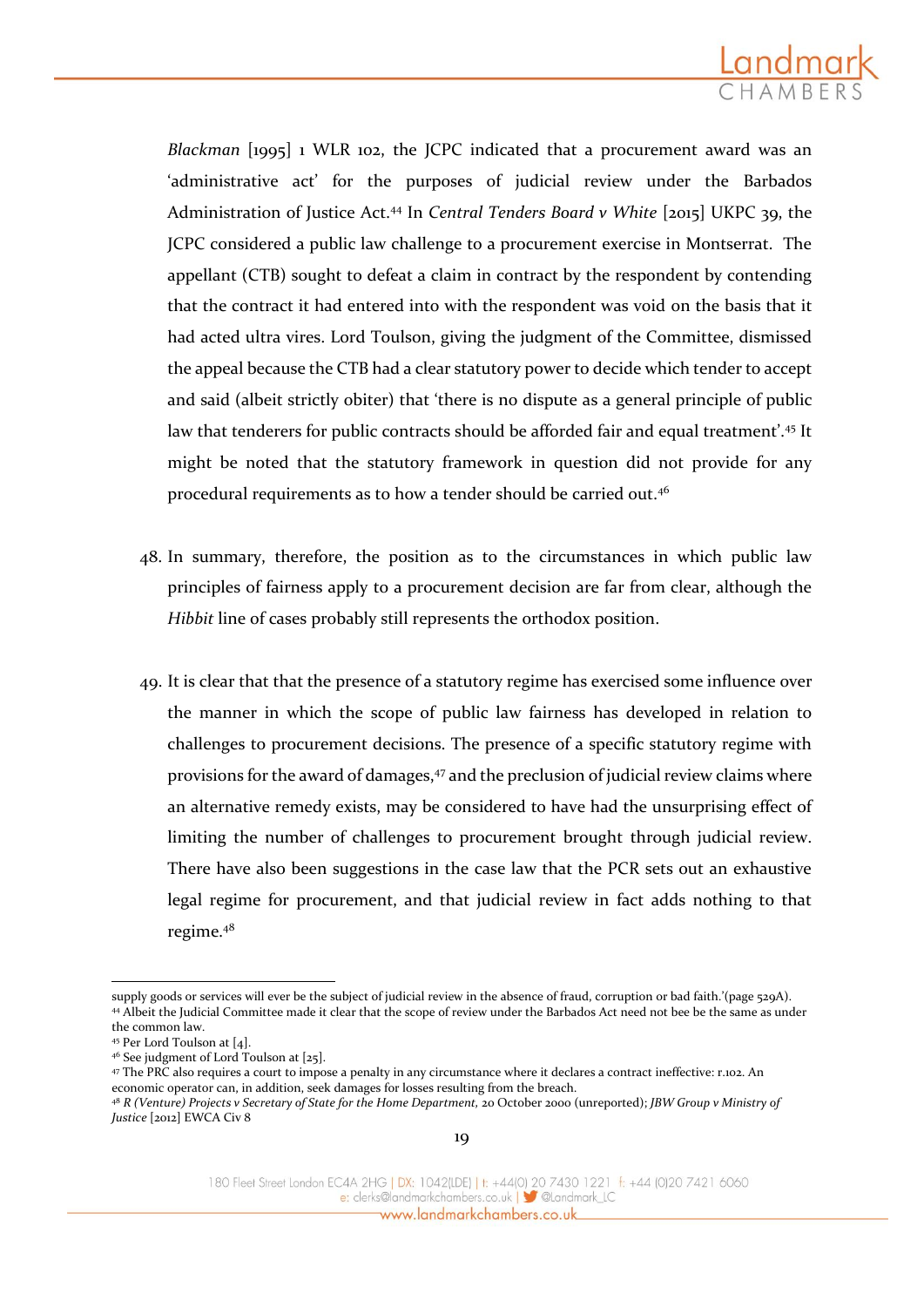*Blackman* [1995] 1 WLR 102, the JCPC indicated that a procurement award was an 'administrative act' for the purposes of judicial review under the Barbados Administration of Justice Act.[44] In *Central Tenders Board v White* [2015] UKPC 39, the JCPC considered a public law challenge to a procurement exercise in Montserrat. The appellant (CTB) sought to defeat a claim in contract by the respondent by contending that the contract it had entered into with the respondent was void on the basis that it had acted ultra vires. Lord Toulson, giving the judgment of the Committee, dismissed the appeal because the CTB had a clear statutory power to decide which tender to accept and said (albeit strictly obiter) that 'there is no dispute as a general principle of public law that tenderers for public contracts should be afforded fair and equal treatment'.[45] It might be noted that the statutory framework in question did not provide for any procedural requirements as to how a tender should be carried out.[46]

48. In summary, therefore, the position as to the circumstances in which public law principles of fairness apply to a procurement decision are far from clear, although the *Hibbit* line of cases probably still represents the orthodox position.

49. It is clear that that the presence of a statutory regime has exercised some influence over the manner in which the scope of public law fairness has developed in relation to challenges to procurement decisions. The presence of a specific statutory regime with provisions for the award of damages,[47] and the preclusion of judicial review claims where an alternative remedy exists, may be considered to have had the unsurprising effect of limiting the number of challenges to procurement brought through judicial review. There have also been suggestions in the case law that the PCR sets out an exhaustive legal regime for procurement, and that judicial review in fact adds nothing to that regime.[48]

---

supply goods or services will ever be the subject of judicial review in the absence of fraud, corruption or bad faith.'(page 529A).

[44] Albeit the Judicial Committee made it clear that the scope of review under the Barbados Act need not bee be the same as under the common law.

[45] Per Lord Toulson at [4].

[46] See judgment of Lord Toulson at [25].

[47] The PRC also requires a court to impose a penalty in any circumstance where it declares a contract ineffective: r.102. An economic operator can, in addition, seek damages for losses resulting from the breach.

[48] *R (Venture) Projects v Secretary of State for the Home Department,* 20 October 2000 (unreported); *JBW Group v Ministry of Justice* [2012] EWCA Civ 8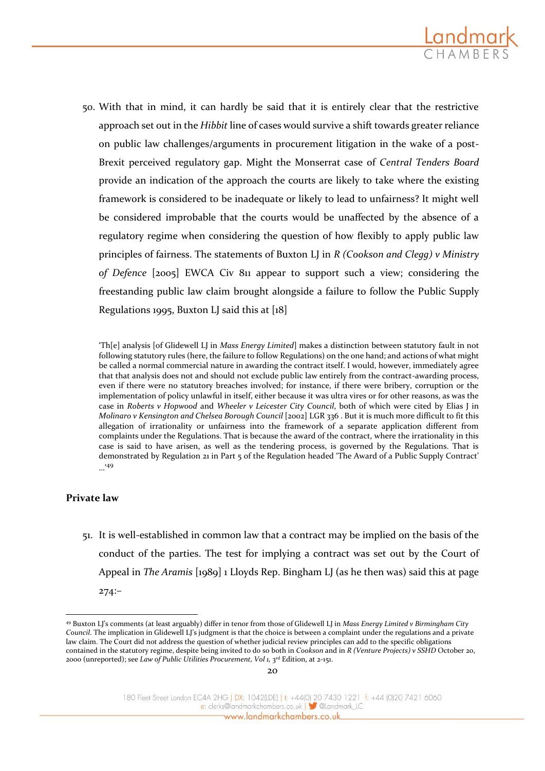50. With that in mind, it can hardly be said that it is entirely clear that the restrictive approach set out in the *Hibbit* line of cases would survive a shift towards greater reliance on public law challenges/arguments in procurement litigation in the wake of a post-Brexit perceived regulatory gap. Might the Monserrat case of *Central Tenders Board* provide an indication of the approach the courts are likely to take where the existing framework is considered to be inadequate or likely to lead to unfairness? It might well be considered improbable that the courts would be unaffected by the absence of a regulatory regime when considering the question of how flexibly to apply public law principles of fairness. The statements of Buxton LJ in *R (Cookson and Clegg) v Ministry of Defence* [2005] EWCA Civ 811 appear to support such a view; considering the freestanding public law claim brought alongside a failure to follow the Public Supply Regulations 1995, Buxton LJ said this at [18]

> 'Th[e] analysis [of Glidewell LJ in *Mass Energy Limited*] makes a distinction between statutory fault in not following statutory rules (here, the failure to follow Regulations) on the one hand; and actions of what might be called a normal commercial nature in awarding the contract itself. I would, however, immediately agree that that analysis does not and should not exclude public law entirely from the contract-awarding process, even if there were no statutory breaches involved; for instance, if there were bribery, corruption or the implementation of policy unlawful in itself, either because it was ultra vires or for other reasons, as was the case in *Roberts v Hopwood* and *Wheeler v Leicester City Council*, both of which were cited by Elias J in *Molinaro v Kensington and Chelsea Borough Council* [2002] LGR 336 . But it is much more difficult to fit this allegation of irrationality or unfairness into the framework of a separate application different from complaints under the Regulations. That is because the award of the contract, where the irrationality in this case is said to have arisen, as well as the tendering process, is governed by the Regulations. That is demonstrated by Regulation 21 in Part 5 of the Regulation headed 'The Award of a Public Supply Contract' …'[49]

## Private law

51. It is well-established in common law that a contract may be implied on the basis of the conduct of the parties. The test for implying a contract was set out by the Court of Appeal in *The Aramis* [1989] 1 Lloyds Rep. Bingham LJ (as he then was) said this at page 274:–

---

[49] Buxton LJ's comments (at least arguably) differ in tenor from those of Glidewell LJ in *Mass Energy Limited v Birmingham City Council*. The implication in Glidewell LJ's judgment is that the choice is between a complaint under the regulations and a private law claim. The Court did not address the question of whether judicial review principles can add to the specific obligations contained in the statutory regime, despite being invited to do so both in *Cookson* and in *R (Venture Projects) v SSHD* October 20, 2000 (unreported); see *Law of Public Utilities Procurement, Vol 1*, 3rd Edition, at 2-151.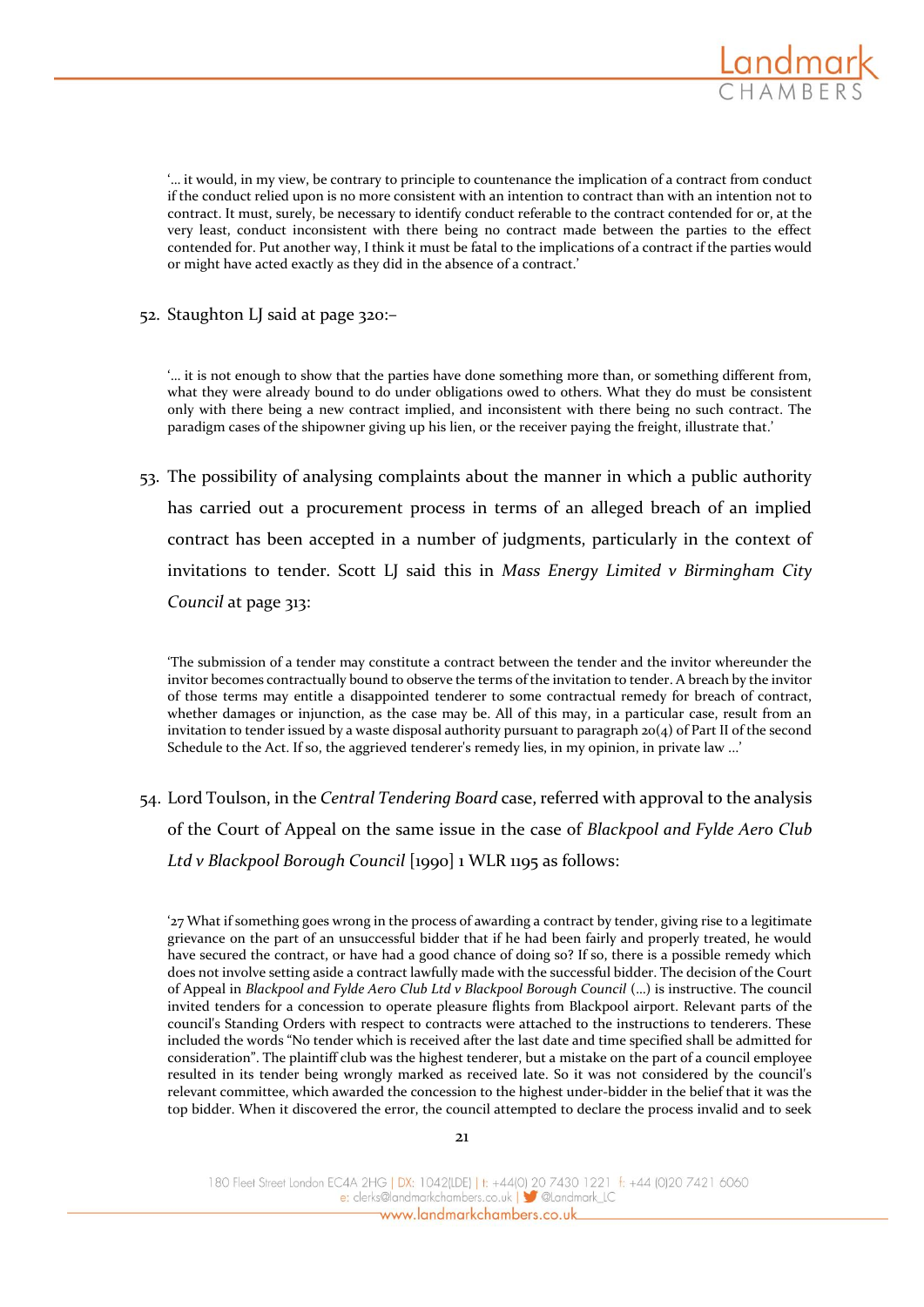> '... it would, in my view, be contrary to principle to countenance the implication of a contract from conduct if the conduct relied upon is no more consistent with an intention to contract than with an intention not to contract. It must, surely, be necessary to identify conduct referable to the contract contended for or, at the very least, conduct inconsistent with there being no contract made between the parties to the effect contended for. Put another way, I think it must be fatal to the implications of a contract if the parties would or might have acted exactly as they did in the absence of a contract.'

52. Staughton LJ said at page 320:–

> '... it is not enough to show that the parties have done something more than, or something different from, what they were already bound to do under obligations owed to others. What they do must be consistent only with there being a new contract implied, and inconsistent with there being no such contract. The paradigm cases of the shipowner giving up his lien, or the receiver paying the freight, illustrate that.'

53. The possibility of analysing complaints about the manner in which a public authority has carried out a procurement process in terms of an alleged breach of an implied contract has been accepted in a number of judgments, particularly in the context of invitations to tender. Scott LJ said this in *Mass Energy Limited v Birmingham City Council* at page 313:

> 'The submission of a tender may constitute a contract between the tender and the invitor whereunder the invitor becomes contractually bound to observe the terms of the invitation to tender. A breach by the invitor of those terms may entitle a disappointed tenderer to some contractual remedy for breach of contract, whether damages or injunction, as the case may be. All of this may, in a particular case, result from an invitation to tender issued by a waste disposal authority pursuant to paragraph 20(4) of Part II of the second Schedule to the Act. If so, the aggrieved tenderer's remedy lies, in my opinion, in private law ...'

54. Lord Toulson, in the *Central Tendering Board* case, referred with approval to the analysis of the Court of Appeal on the same issue in the case of *Blackpool and Fylde Aero Club Ltd v Blackpool Borough Council* [1990] 1 WLR 1195 as follows:

> '27 What if something goes wrong in the process of awarding a contract by tender, giving rise to a legitimate grievance on the part of an unsuccessful bidder that if he had been fairly and properly treated, he would have secured the contract, or have had a good chance of doing so? If so, there is a possible remedy which does not involve setting aside a contract lawfully made with the successful bidder. The decision of the Court of Appeal in *Blackpool and Fylde Aero Club Ltd v Blackpool Borough Council* (...) is instructive. The council invited tenders for a concession to operate pleasure flights from Blackpool airport. Relevant parts of the council's Standing Orders with respect to contracts were attached to the instructions to tenderers. These included the words "No tender which is received after the last date and time specified shall be admitted for consideration". The plaintiff club was the highest tenderer, but a mistake on the part of a council employee resulted in its tender being wrongly marked as received late. So it was not considered by the council's relevant committee, which awarded the concession to the highest under-bidder in the belief that it was the top bidder. When it discovered the error, the council attempted to declare the process invalid and to seek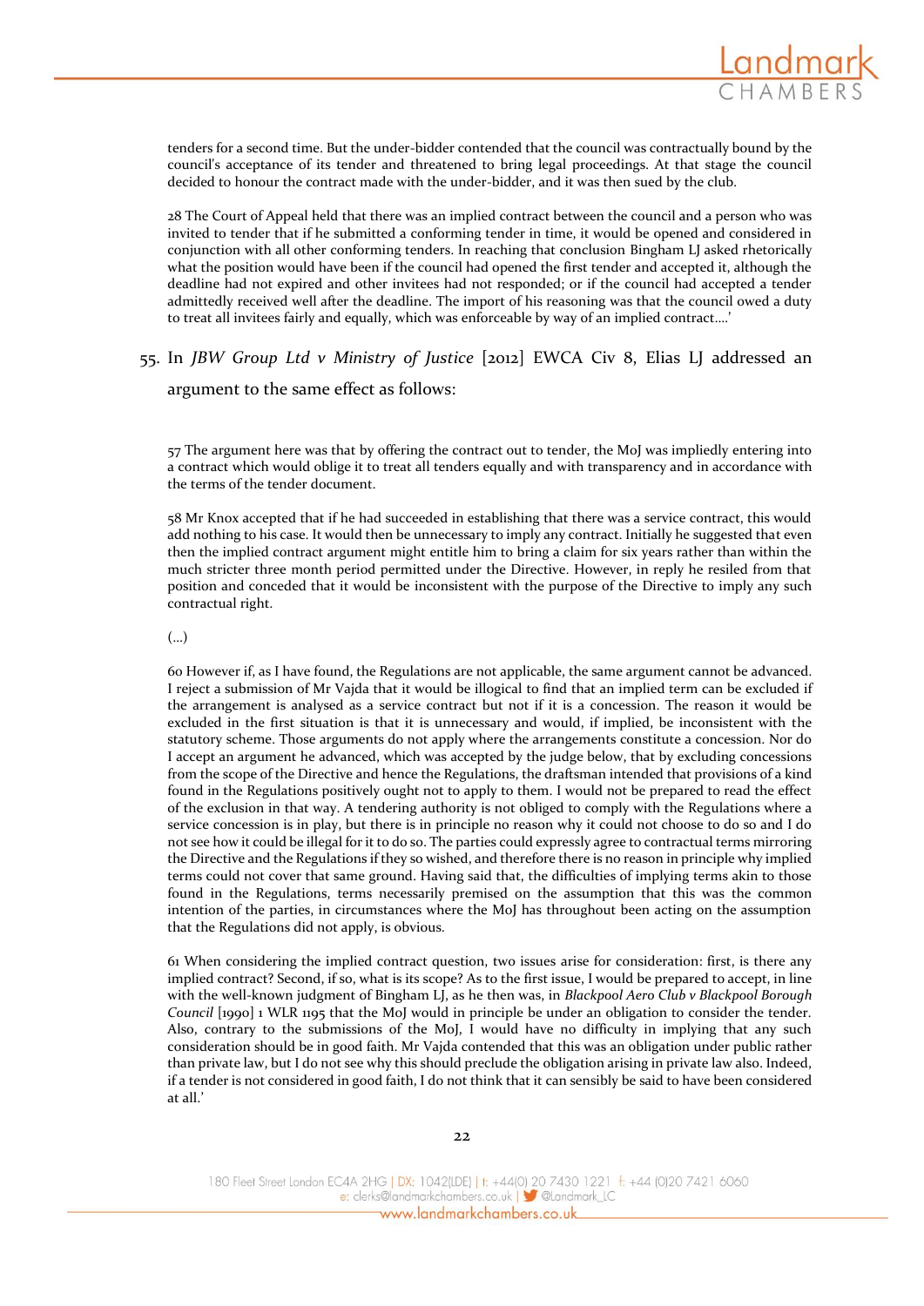tenders for a second time. But the under-bidder contended that the council was contractually bound by the council's acceptance of its tender and threatened to bring legal proceedings. At that stage the council decided to honour the contract made with the under-bidder, and it was then sued by the club.

28 The Court of Appeal held that there was an implied contract between the council and a person who was invited to tender that if he submitted a conforming tender in time, it would be opened and considered in conjunction with all other conforming tenders. In reaching that conclusion Bingham LJ asked rhetorically what the position would have been if the council had opened the first tender and accepted it, although the deadline had not expired and other invitees had not responded; or if the council had accepted a tender admittedly received well after the deadline. The import of his reasoning was that the council owed a duty to treat all invitees fairly and equally, which was enforceable by way of an implied contract….'

55. In *JBW Group Ltd v Ministry of Justice* [2012] EWCA Civ 8, Elias LJ addressed an argument to the same effect as follows:

57 The argument here was that by offering the contract out to tender, the MoJ was impliedly entering into a contract which would oblige it to treat all tenders equally and with transparency and in accordance with the terms of the tender document.

58 Mr Knox accepted that if he had succeeded in establishing that there was a service contract, this would add nothing to his case. It would then be unnecessary to imply any contract. Initially he suggested that even then the implied contract argument might entitle him to bring a claim for six years rather than within the much stricter three month period permitted under the Directive. However, in reply he resiled from that position and conceded that it would be inconsistent with the purpose of the Directive to imply any such contractual right.

(…)

60 However if, as I have found, the Regulations are not applicable, the same argument cannot be advanced. I reject a submission of Mr Vajda that it would be illogical to find that an implied term can be excluded if the arrangement is analysed as a service contract but not if it is a concession. The reason it would be excluded in the first situation is that it is unnecessary and would, if implied, be inconsistent with the statutory scheme. Those arguments do not apply where the arrangements constitute a concession. Nor do I accept an argument he advanced, which was accepted by the judge below, that by excluding concessions from the scope of the Directive and hence the Regulations, the draftsman intended that provisions of a kind found in the Regulations positively ought not to apply to them. I would not be prepared to read the effect of the exclusion in that way. A tendering authority is not obliged to comply with the Regulations where a service concession is in play, but there is in principle no reason why it could not choose to do so and I do not see how it could be illegal for it to do so. The parties could expressly agree to contractual terms mirroring the Directive and the Regulations if they so wished, and therefore there is no reason in principle why implied terms could not cover that same ground. Having said that, the difficulties of implying terms akin to those found in the Regulations, terms necessarily premised on the assumption that this was the common intention of the parties, in circumstances where the MoJ has throughout been acting on the assumption that the Regulations did not apply, is obvious.

61 When considering the implied contract question, two issues arise for consideration: first, is there any implied contract? Second, if so, what is its scope? As to the first issue, I would be prepared to accept, in line with the well-known judgment of Bingham LJ, as he then was, in *Blackpool Aero Club v Blackpool Borough Council* [1990] 1 WLR 1195 that the MoJ would in principle be under an obligation to consider the tender. Also, contrary to the submissions of the MoJ, I would have no difficulty in implying that any such consideration should be in good faith. Mr Vajda contended that this was an obligation under public rather than private law, but I do not see why this should preclude the obligation arising in private law also. Indeed, if a tender is not considered in good faith, I do not think that it can sensibly be said to have been considered at all.'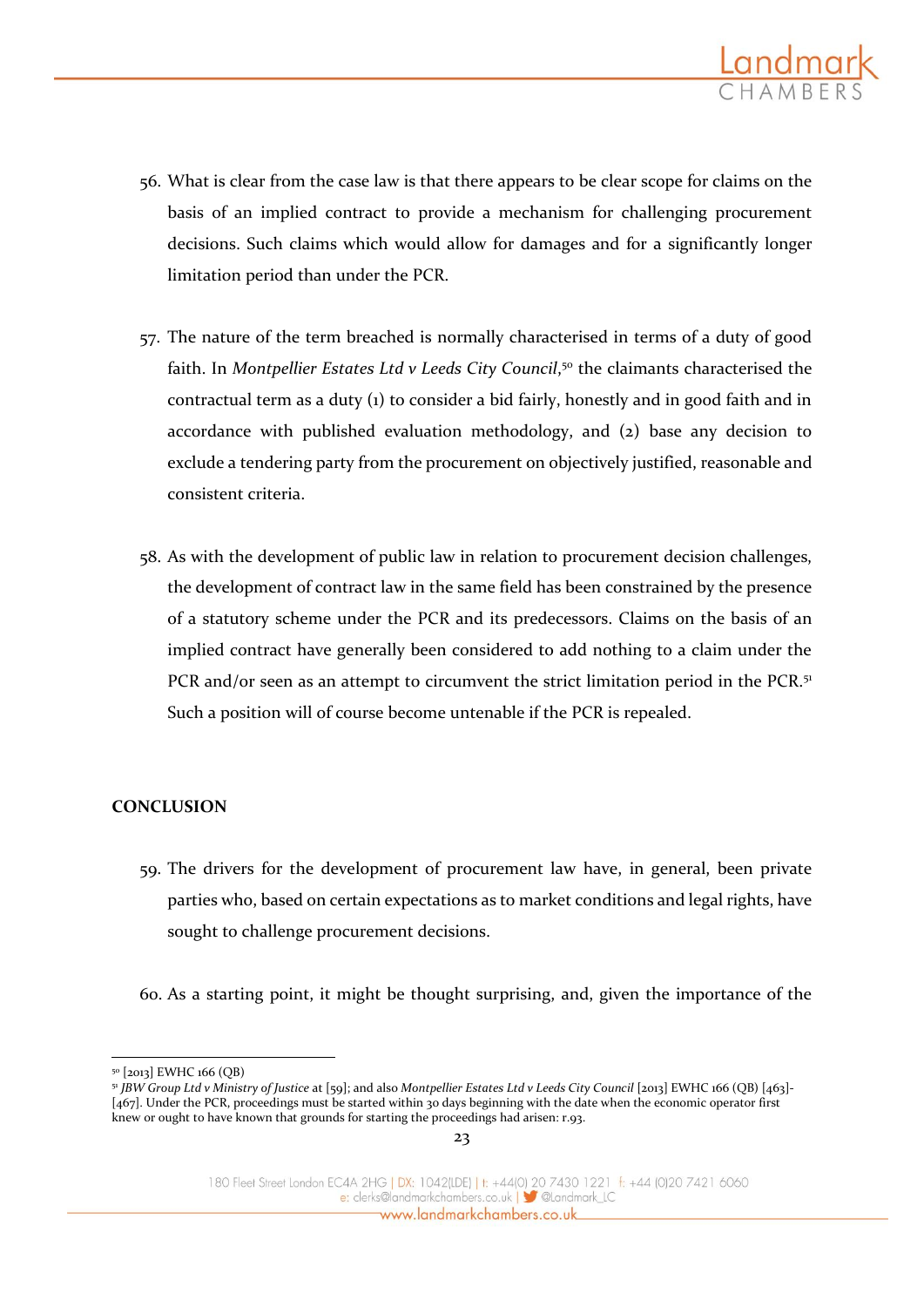56. What is clear from the case law is that there appears to be clear scope for claims on the basis of an implied contract to provide a mechanism for challenging procurement decisions. Such claims which would allow for damages and for a significantly longer limitation period than under the PCR.

57. The nature of the term breached is normally characterised in terms of a duty of good faith. In *Montpellier Estates Ltd v Leeds City Council*,[50] the claimants characterised the contractual term as a duty (1) to consider a bid fairly, honestly and in good faith and in accordance with published evaluation methodology, and (2) base any decision to exclude a tendering party from the procurement on objectively justified, reasonable and consistent criteria.

58. As with the development of public law in relation to procurement decision challenges, the development of contract law in the same field has been constrained by the presence of a statutory scheme under the PCR and its predecessors. Claims on the basis of an implied contract have generally been considered to add nothing to a claim under the PCR and/or seen as an attempt to circumvent the strict limitation period in the PCR.[51] Such a position will of course become untenable if the PCR is repealed.

**CONCLUSION**

59. The drivers for the development of procurement law have, in general, been private parties who, based on certain expectations as to market conditions and legal rights, have sought to challenge procurement decisions.

60. As a starting point, it might be thought surprising, and, given the importance of the

---

[50] [2013] EWHC 166 (QB)

[51] *JBW Group Ltd v Ministry of Justice* at [59]; and also *Montpellier Estates Ltd v Leeds City Council* [2013] EWHC 166 (QB) [463]-[467]. Under the PCR, proceedings must be started within 30 days beginning with the date when the economic operator first knew or ought to have known that grounds for starting the proceedings had arisen: r.93.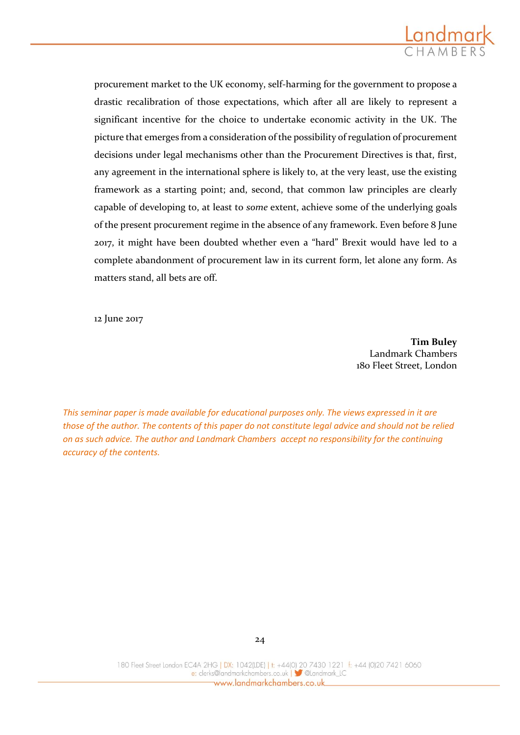procurement market to the UK economy, self-harming for the government to propose a drastic recalibration of those expectations, which after all are likely to represent a significant incentive for the choice to undertake economic activity in the UK. The picture that emerges from a consideration of the possibility of regulation of procurement decisions under legal mechanisms other than the Procurement Directives is that, first, any agreement in the international sphere is likely to, at the very least, use the existing framework as a starting point; and, second, that common law principles are clearly capable of developing to, at least to *some* extent, achieve some of the underlying goals of the present procurement regime in the absence of any framework. Even before 8 June 2017, it might have been doubted whether even a "hard" Brexit would have led to a complete abandonment of procurement law in its current form, let alone any form. As matters stand, all bets are off.

12 June 2017

**Tim Buley**
Landmark Chambers
180 Fleet Street, London

*This seminar paper is made available for educational purposes only. The views expressed in it are those of the author. The contents of this paper do not constitute legal advice and should not be relied on as such advice. The author and Landmark Chambers accept no responsibility for the continuing accuracy of the contents.*